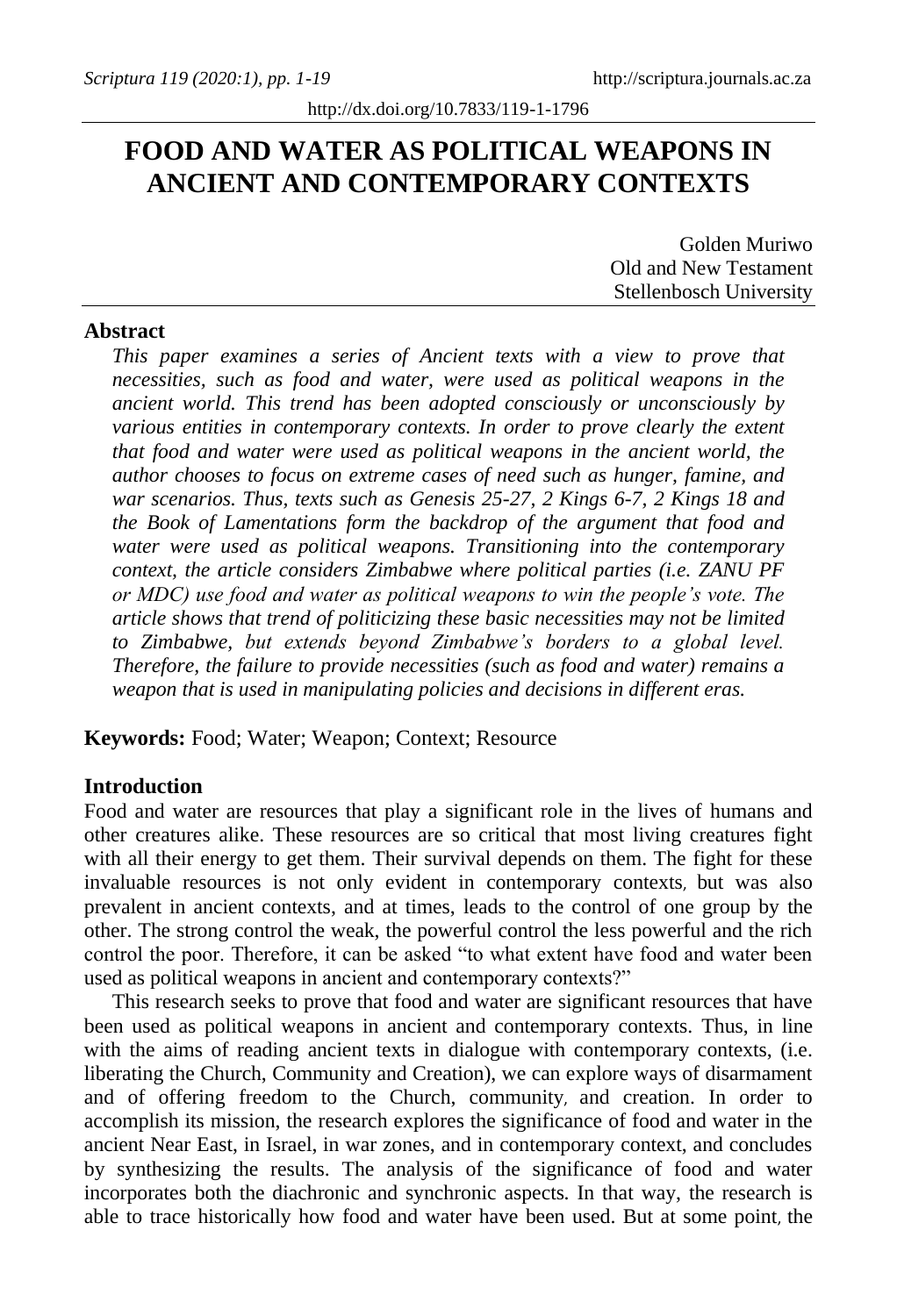# FOOD AND WATER AS POLITICAL WEAPONS IN ANCIENT AND CONTEMPORARY CONTEXTS

Golden Muriwo
Old and New Testament
Stellenbosch University

## Abstract

*This paper examines a series of Ancient texts with a view to prove that necessities, such as food and water, were used as political weapons in the ancient world. This trend has been adopted consciously or unconsciously by various entities in contemporary contexts. In order to prove clearly the extent that food and water were used as political weapons in the ancient world, the author chooses to focus on extreme cases of need such as hunger, famine, and war scenarios. Thus, texts such as Genesis 25-27, 2 Kings 6-7, 2 Kings 18 and the Book of Lamentations form the backdrop of the argument that food and water were used as political weapons. Transitioning into the contemporary context, the article considers Zimbabwe where political parties (i.e. ZANU PF or MDC) use food and water as political weapons to win the people's vote. The article shows that trend of politicizing these basic necessities may not be limited to Zimbabwe, but extends beyond Zimbabwe's borders to a global level. Therefore, the failure to provide necessities (such as food and water) remains a weapon that is used in manipulating policies and decisions in different eras.*

**Keywords:** Food; Water; Weapon; Context; Resource

## Introduction

Food and water are resources that play a significant role in the lives of humans and other creatures alike. These resources are so critical that most living creatures fight with all their energy to get them. Their survival depends on them. The fight for these invaluable resources is not only evident in contemporary contexts, but was also prevalent in ancient contexts, and at times, leads to the control of one group by the other. The strong control the weak, the powerful control the less powerful and the rich control the poor. Therefore, it can be asked "to what extent have food and water been used as political weapons in ancient and contemporary contexts?"

This research seeks to prove that food and water are significant resources that have been used as political weapons in ancient and contemporary contexts. Thus, in line with the aims of reading ancient texts in dialogue with contemporary contexts, (i.e. liberating the Church, Community and Creation), we can explore ways of disarmament and of offering freedom to the Church, community, and creation. In order to accomplish its mission, the research explores the significance of food and water in the ancient Near East, in Israel, in war zones, and in contemporary context, and concludes by synthesizing the results. The analysis of the significance of food and water incorporates both the diachronic and synchronic aspects. In that way, the research is able to trace historically how food and water have been used. But at some point, the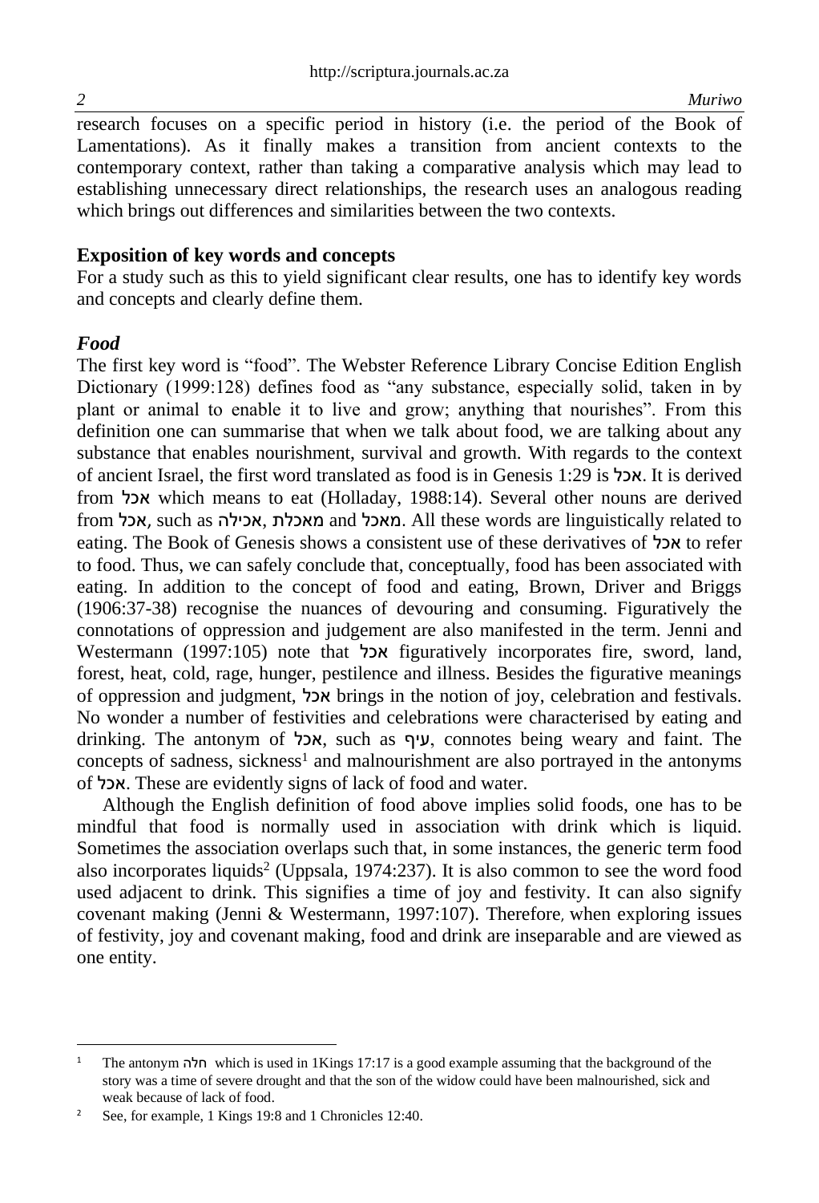research focuses on a specific period in history (i.e. the period of the Book of Lamentations). As it finally makes a transition from ancient contexts to the contemporary context, rather than taking a comparative analysis which may lead to establishing unnecessary direct relationships, the research uses an analogous reading which brings out differences and similarities between the two contexts.

## Exposition of key words and concepts

For a study such as this to yield significant clear results, one has to identify key words and concepts and clearly define them.

### *Food*

The first key word is "food". The Webster Reference Library Concise Edition English Dictionary (1999:128) defines food as "any substance, especially solid, taken in by plant or animal to enable it to live and grow; anything that nourishes". From this definition one can summarise that when we talk about food, we are talking about any substance that enables nourishment, survival and growth. With regards to the context of ancient Israel, the first word translated as food is in Genesis 1:29 is אכל. It is derived from אכל which means to eat (Holladay, 1988:14). Several other nouns are derived from אכל, such as אכילה, מאכלת and מאכל. All these words are linguistically related to eating. The Book of Genesis shows a consistent use of these derivatives of אכל to refer to food. Thus, we can safely conclude that, conceptually, food has been associated with eating. In addition to the concept of food and eating, Brown, Driver and Briggs (1906:37-38) recognise the nuances of devouring and consuming. Figuratively the connotations of oppression and judgement are also manifested in the term. Jenni and Westermann (1997:105) note that אכל figuratively incorporates fire, sword, land, forest, heat, cold, rage, hunger, pestilence and illness. Besides the figurative meanings of oppression and judgment, אכל brings in the notion of joy, celebration and festivals. No wonder a number of festivities and celebrations were characterised by eating and drinking. The antonym of אכל, such as עיף, connotes being weary and faint. The concepts of sadness, sickness[1] and malnourishment are also portrayed in the antonyms of אכל. These are evidently signs of lack of food and water.

Although the English definition of food above implies solid foods, one has to be mindful that food is normally used in association with drink which is liquid. Sometimes the association overlaps such that, in some instances, the generic term food also incorporates liquids[2] (Uppsala, 1974:237). It is also common to see the word food used adjacent to drink. This signifies a time of joy and festivity. It can also signify covenant making (Jenni & Westermann, 1997:107). Therefore, when exploring issues of festivity, joy and covenant making, food and drink are inseparable and are viewed as one entity.

---

[1] The antonym חלה which is used in 1Kings 17:17 is a good example assuming that the background of the story was a time of severe drought and that the son of the widow could have been malnourished, sick and weak because of lack of food.

[2] See, for example, 1 Kings 19:8 and 1 Chronicles 12:40.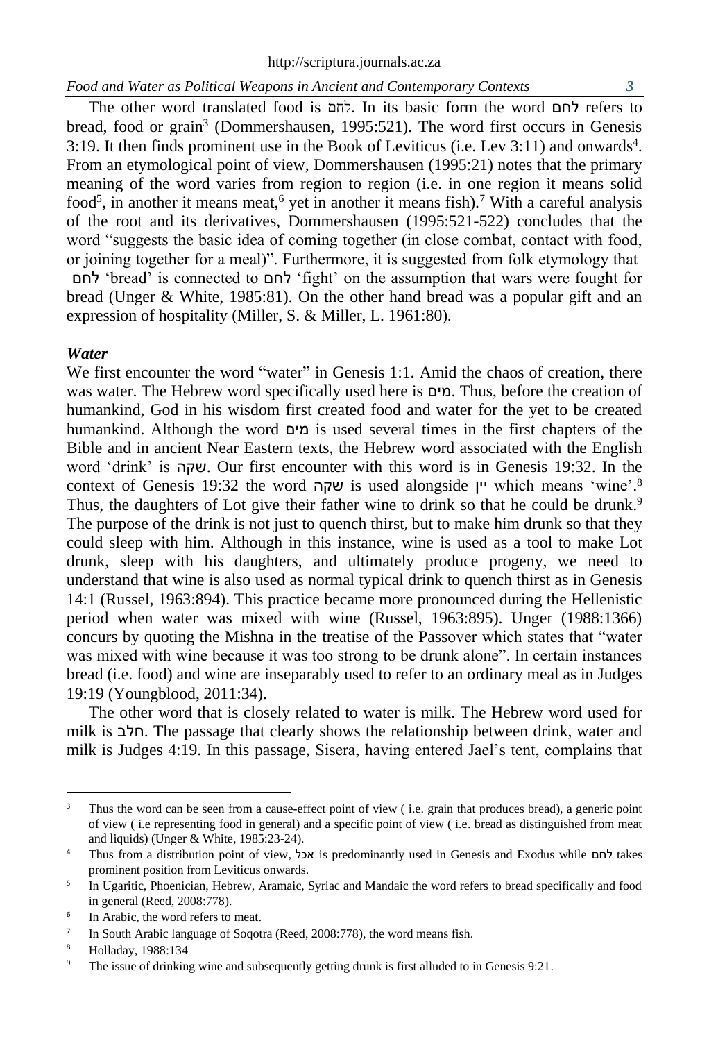The other word translated food is לחם. In its basic form the word לחם refers to bread, food or grain[3] (Dommershausen, 1995:521). The word first occurs in Genesis 3:19. It then finds prominent use in the Book of Leviticus (i.e. Lev 3:11) and onwards[4]. From an etymological point of view, Dommershausen (1995:21) notes that the primary meaning of the word varies from region to region (i.e. in one region it means solid food[5], in another it means meat,[6] yet in another it means fish).[7] With a careful analysis of the root and its derivatives, Dommershausen (1995:521-522) concludes that the word "suggests the basic idea of coming together (in close combat, contact with food, or joining together for a meal)". Furthermore, it is suggested from folk etymology that לחם 'bread' is connected to לחם 'fight' on the assumption that wars were fought for bread (Unger & White, 1985:81). On the other hand bread was a popular gift and an expression of hospitality (Miller, S. & Miller, L. 1961:80).

### *Water*

We first encounter the word "water" in Genesis 1:1. Amid the chaos of creation, there was water. The Hebrew word specifically used here is מים. Thus, before the creation of humankind, God in his wisdom first created food and water for the yet to be created humankind. Although the word מים is used several times in the first chapters of the Bible and in ancient Near Eastern texts, the Hebrew word associated with the English word 'drink' is שקה. Our first encounter with this word is in Genesis 19:32. In the context of Genesis 19:32 the word שקה is used alongside יין which means 'wine'.[8] Thus, the daughters of Lot give their father wine to drink so that he could be drunk.[9] The purpose of the drink is not just to quench thirst, but to make him drunk so that they could sleep with him. Although in this instance, wine is used as a tool to make Lot drunk, sleep with his daughters, and ultimately produce progeny, we need to understand that wine is also used as normal typical drink to quench thirst as in Genesis 14:1 (Russel, 1963:894). This practice became more pronounced during the Hellenistic period when water was mixed with wine (Russel, 1963:895). Unger (1988:1366) concurs by quoting the Mishna in the treatise of the Passover which states that "water was mixed with wine because it was too strong to be drunk alone". In certain instances bread (i.e. food) and wine are inseparably used to refer to an ordinary meal as in Judges 19:19 (Youngblood, 2011:34).

The other word that is closely related to water is milk. The Hebrew word used for milk is חלב. The passage that clearly shows the relationship between drink, water and milk is Judges 4:19. In this passage, Sisera, having entered Jael's tent, complains that

---

[3] Thus the word can be seen from a cause-effect point of view ( i.e. grain that produces bread), a generic point of view ( i.e representing food in general) and a specific point of view ( i.e. bread as distinguished from meat and liquids) (Unger & White, 1985:23-24).

[4] Thus from a distribution point of view, אכל is predominantly used in Genesis and Exodus while לחם takes prominent position from Leviticus onwards.

[5] In Ugaritic, Phoenician, Hebrew, Aramaic, Syriac and Mandaic the word refers to bread specifically and food in general (Reed, 2008:778).

[6] In Arabic, the word refers to meat.

[7] In South Arabic language of Soqotra (Reed, 2008:778), the word means fish.

[8] Holladay, 1988:134

[9] The issue of drinking wine and subsequently getting drunk is first alluded to in Genesis 9:21.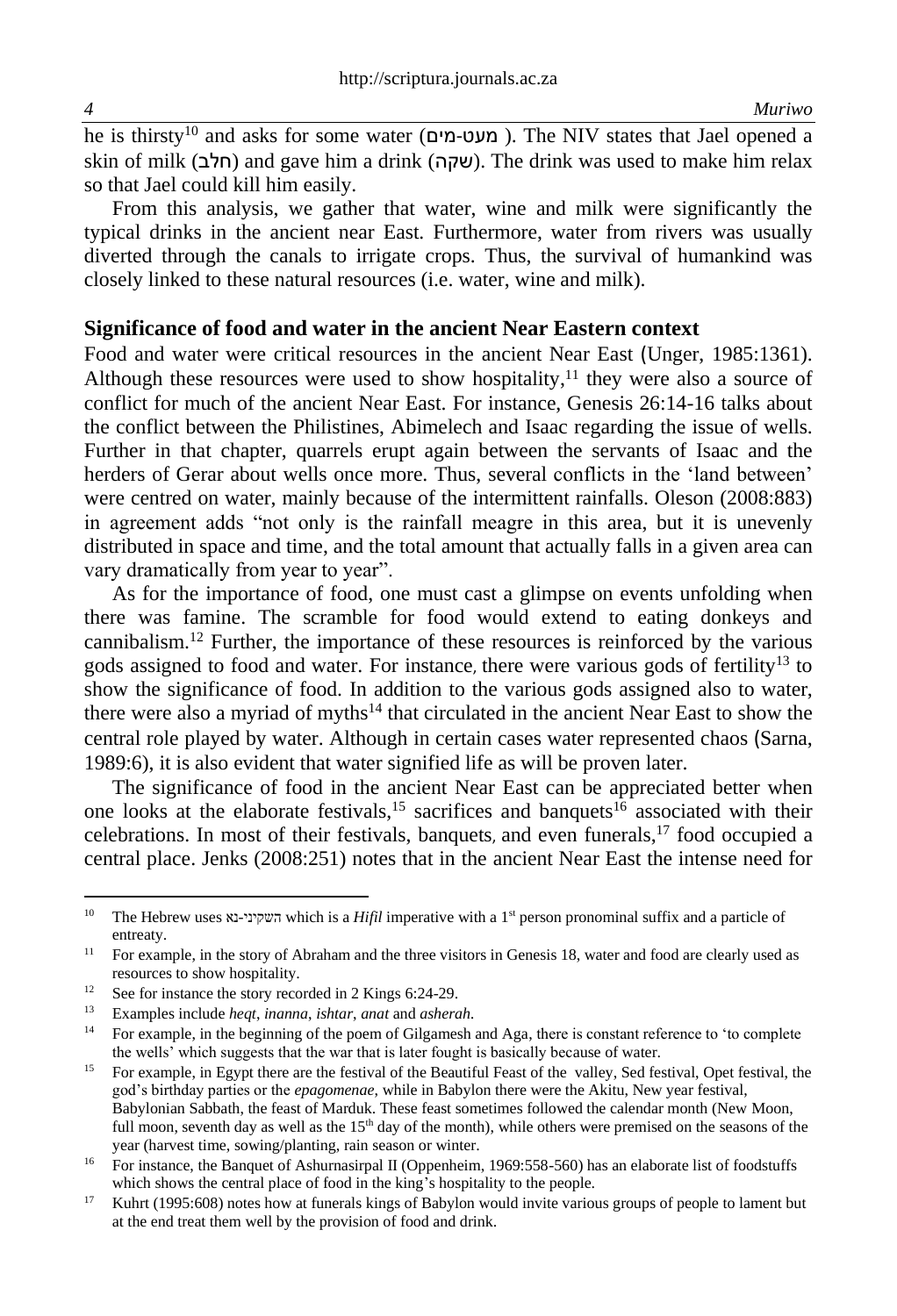he is thirsty[10] and asks for some water (מעט-מים ). The NIV states that Jael opened a skin of milk (חלב) and gave him a drink (שקה). The drink was used to make him relax so that Jael could kill him easily.

From this analysis, we gather that water, wine and milk were significantly the typical drinks in the ancient near East. Furthermore, water from rivers was usually diverted through the canals to irrigate crops. Thus, the survival of humankind was closely linked to these natural resources (i.e. water, wine and milk).

## Significance of food and water in the ancient Near Eastern context

Food and water were critical resources in the ancient Near East (Unger, 1985:1361). Although these resources were used to show hospitality,[11] they were also a source of conflict for much of the ancient Near East. For instance, Genesis 26:14-16 talks about the conflict between the Philistines, Abimelech and Isaac regarding the issue of wells. Further in that chapter, quarrels erupt again between the servants of Isaac and the herders of Gerar about wells once more. Thus, several conflicts in the 'land between' were centred on water, mainly because of the intermittent rainfalls. Oleson (2008:883) in agreement adds "not only is the rainfall meagre in this area, but it is unevenly distributed in space and time, and the total amount that actually falls in a given area can vary dramatically from year to year".

As for the importance of food, one must cast a glimpse on events unfolding when there was famine. The scramble for food would extend to eating donkeys and cannibalism.[12] Further, the importance of these resources is reinforced by the various gods assigned to food and water. For instance, there were various gods of fertility[13] to show the significance of food. In addition to the various gods assigned also to water, there were also a myriad of myths[14] that circulated in the ancient Near East to show the central role played by water. Although in certain cases water represented chaos (Sarna, 1989:6), it is also evident that water signified life as will be proven later.

The significance of food in the ancient Near East can be appreciated better when one looks at the elaborate festivals,[15] sacrifices and banquets[16] associated with their celebrations. In most of their festivals, banquets, and even funerals,[17] food occupied a central place. Jenks (2008:251) notes that in the ancient Near East the intense need for

---

[10] The Hebrew uses השקיני-נא which is a *Hifil* imperative with a 1st person pronominal suffix and a particle of entreaty.

[11] For example, in the story of Abraham and the three visitors in Genesis 18, water and food are clearly used as resources to show hospitality.

[12] See for instance the story recorded in 2 Kings 6:24-29.

[13] Examples include *heqt*, *inanna*, *ishtar*, *anat* and *asherah*.

[14] For example, in the beginning of the poem of Gilgamesh and Aga, there is constant reference to 'to complete the wells' which suggests that the war that is later fought is basically because of water.

[15] For example, in Egypt there are the festival of the Beautiful Feast of the valley, Sed festival, Opet festival, the god's birthday parties or the *epagomenae*, while in Babylon there were the Akitu, New year festival, Babylonian Sabbath, the feast of Marduk. These feast sometimes followed the calendar month (New Moon, full moon, seventh day as well as the 15th day of the month), while others were premised on the seasons of the year (harvest time, sowing/planting, rain season or winter.

[16] For instance, the Banquet of Ashurnasirpal II (Oppenheim, 1969:558-560) has an elaborate list of foodstuffs which shows the central place of food in the king's hospitality to the people.

[17] Kuhrt (1995:608) notes how at funerals kings of Babylon would invite various groups of people to lament but at the end treat them well by the provision of food and drink.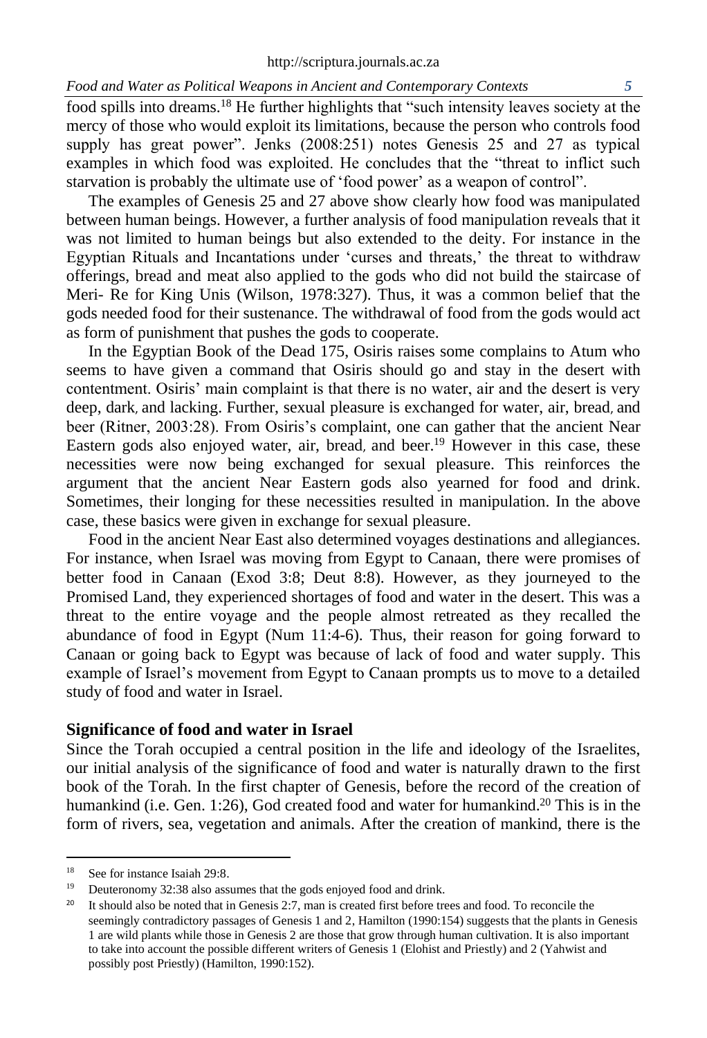food spills into dreams.[18] He further highlights that "such intensity leaves society at the mercy of those who would exploit its limitations, because the person who controls food supply has great power". Jenks (2008:251) notes Genesis 25 and 27 as typical examples in which food was exploited. He concludes that the "threat to inflict such starvation is probably the ultimate use of 'food power' as a weapon of control".

The examples of Genesis 25 and 27 above show clearly how food was manipulated between human beings. However, a further analysis of food manipulation reveals that it was not limited to human beings but also extended to the deity. For instance in the Egyptian Rituals and Incantations under 'curses and threats,' the threat to withdraw offerings, bread and meat also applied to the gods who did not build the staircase of Meri- Re for King Unis (Wilson, 1978:327). Thus, it was a common belief that the gods needed food for their sustenance. The withdrawal of food from the gods would act as form of punishment that pushes the gods to cooperate.

In the Egyptian Book of the Dead 175, Osiris raises some complains to Atum who seems to have given a command that Osiris should go and stay in the desert with contentment. Osiris' main complaint is that there is no water, air and the desert is very deep, dark, and lacking. Further, sexual pleasure is exchanged for water, air, bread, and beer (Ritner, 2003:28). From Osiris's complaint, one can gather that the ancient Near Eastern gods also enjoyed water, air, bread, and beer.[19] However in this case, these necessities were now being exchanged for sexual pleasure. This reinforces the argument that the ancient Near Eastern gods also yearned for food and drink. Sometimes, their longing for these necessities resulted in manipulation. In the above case, these basics were given in exchange for sexual pleasure.

Food in the ancient Near East also determined voyages destinations and allegiances. For instance, when Israel was moving from Egypt to Canaan, there were promises of better food in Canaan (Exod 3:8; Deut 8:8). However, as they journeyed to the Promised Land, they experienced shortages of food and water in the desert. This was a threat to the entire voyage and the people almost retreated as they recalled the abundance of food in Egypt (Num 11:4-6). Thus, their reason for going forward to Canaan or going back to Egypt was because of lack of food and water supply. This example of Israel's movement from Egypt to Canaan prompts us to move to a detailed study of food and water in Israel.

## Significance of food and water in Israel

Since the Torah occupied a central position in the life and ideology of the Israelites, our initial analysis of the significance of food and water is naturally drawn to the first book of the Torah. In the first chapter of Genesis, before the record of the creation of humankind (i.e. Gen. 1:26), God created food and water for humankind.[20] This is in the form of rivers, sea, vegetation and animals. After the creation of mankind, there is the

---

[18] See for instance Isaiah 29:8.

[19] Deuteronomy 32:38 also assumes that the gods enjoyed food and drink.

[20] It should also be noted that in Genesis 2:7, man is created first before trees and food. To reconcile the seemingly contradictory passages of Genesis 1 and 2, Hamilton (1990:154) suggests that the plants in Genesis 1 are wild plants while those in Genesis 2 are those that grow through human cultivation. It is also important to take into account the possible different writers of Genesis 1 (Elohist and Priestly) and 2 (Yahwist and possibly post Priestly) (Hamilton, 1990:152).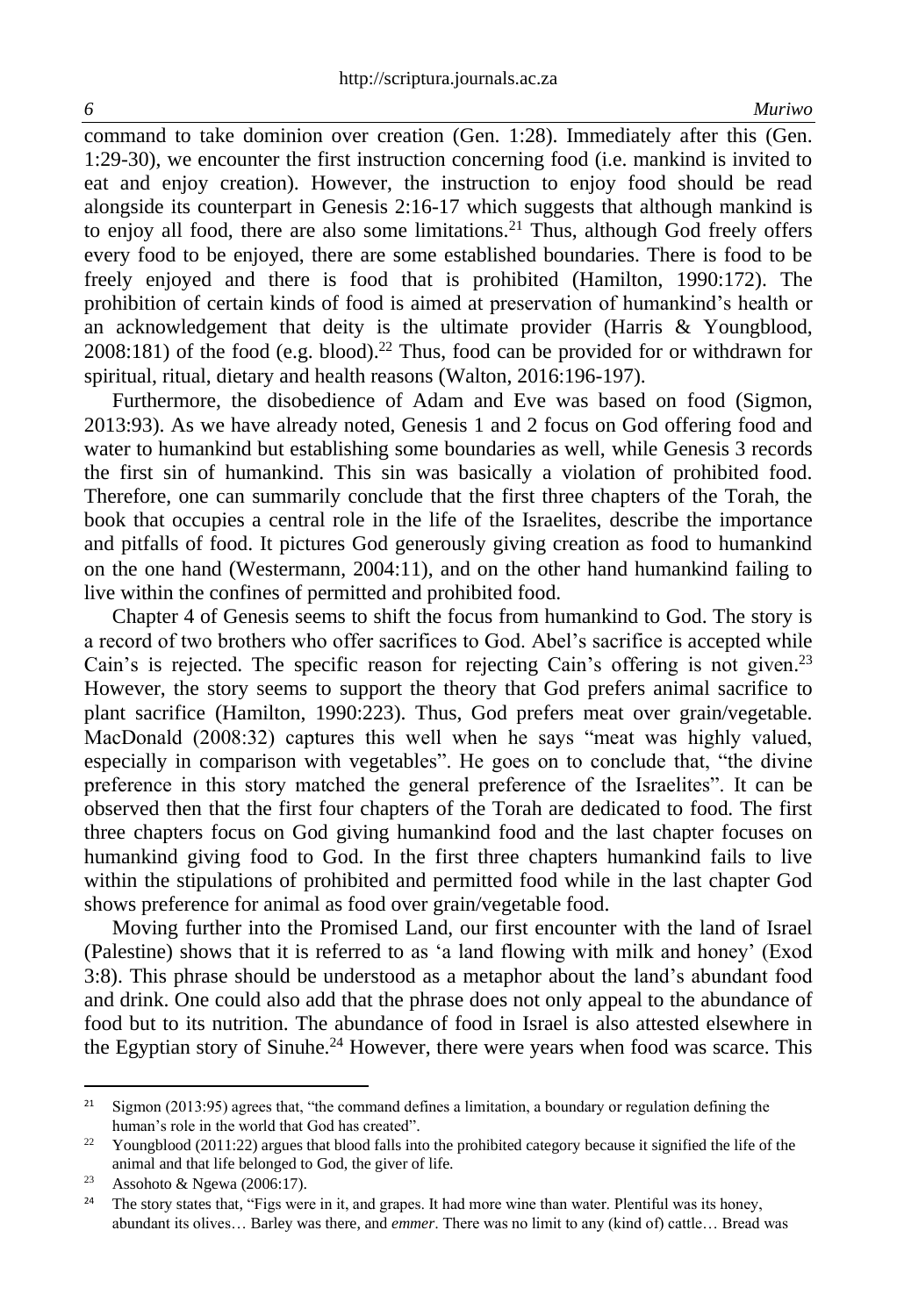command to take dominion over creation (Gen. 1:28). Immediately after this (Gen. 1:29-30), we encounter the first instruction concerning food (i.e. mankind is invited to eat and enjoy creation). However, the instruction to enjoy food should be read alongside its counterpart in Genesis 2:16-17 which suggests that although mankind is to enjoy all food, there are also some limitations.[21] Thus, although God freely offers every food to be enjoyed, there are some established boundaries. There is food to be freely enjoyed and there is food that is prohibited (Hamilton, 1990:172). The prohibition of certain kinds of food is aimed at preservation of humankind's health or an acknowledgement that deity is the ultimate provider (Harris & Youngblood, 2008:181) of the food (e.g. blood).[22] Thus, food can be provided for or withdrawn for spiritual, ritual, dietary and health reasons (Walton, 2016:196-197).

Furthermore, the disobedience of Adam and Eve was based on food (Sigmon, 2013:93). As we have already noted, Genesis 1 and 2 focus on God offering food and water to humankind but establishing some boundaries as well, while Genesis 3 records the first sin of humankind. This sin was basically a violation of prohibited food. Therefore, one can summarily conclude that the first three chapters of the Torah, the book that occupies a central role in the life of the Israelites, describe the importance and pitfalls of food. It pictures God generously giving creation as food to humankind on the one hand (Westermann, 2004:11), and on the other hand humankind failing to live within the confines of permitted and prohibited food.

Chapter 4 of Genesis seems to shift the focus from humankind to God. The story is a record of two brothers who offer sacrifices to God. Abel's sacrifice is accepted while Cain's is rejected. The specific reason for rejecting Cain's offering is not given.[23] However, the story seems to support the theory that God prefers animal sacrifice to plant sacrifice (Hamilton, 1990:223). Thus, God prefers meat over grain/vegetable. MacDonald (2008:32) captures this well when he says "meat was highly valued, especially in comparison with vegetables". He goes on to conclude that, "the divine preference in this story matched the general preference of the Israelites". It can be observed then that the first four chapters of the Torah are dedicated to food. The first three chapters focus on God giving humankind food and the last chapter focuses on humankind giving food to God. In the first three chapters humankind fails to live within the stipulations of prohibited and permitted food while in the last chapter God shows preference for animal as food over grain/vegetable food.

Moving further into the Promised Land, our first encounter with the land of Israel (Palestine) shows that it is referred to as 'a land flowing with milk and honey' (Exod 3:8). This phrase should be understood as a metaphor about the land's abundant food and drink. One could also add that the phrase does not only appeal to the abundance of food but to its nutrition. The abundance of food in Israel is also attested elsewhere in the Egyptian story of Sinuhe.[24] However, there were years when food was scarce. This

---

[21] Sigmon (2013:95) agrees that, "the command defines a limitation, a boundary or regulation defining the human's role in the world that God has created".

[22] Youngblood (2011:22) argues that blood falls into the prohibited category because it signified the life of the animal and that life belonged to God, the giver of life.

[23] Assohoto & Ngewa (2006:17).

[24] The story states that, "Figs were in it, and grapes. It had more wine than water. Plentiful was its honey, abundant its olives… Barley was there, and *emmer*. There was no limit to any (kind of) cattle… Bread was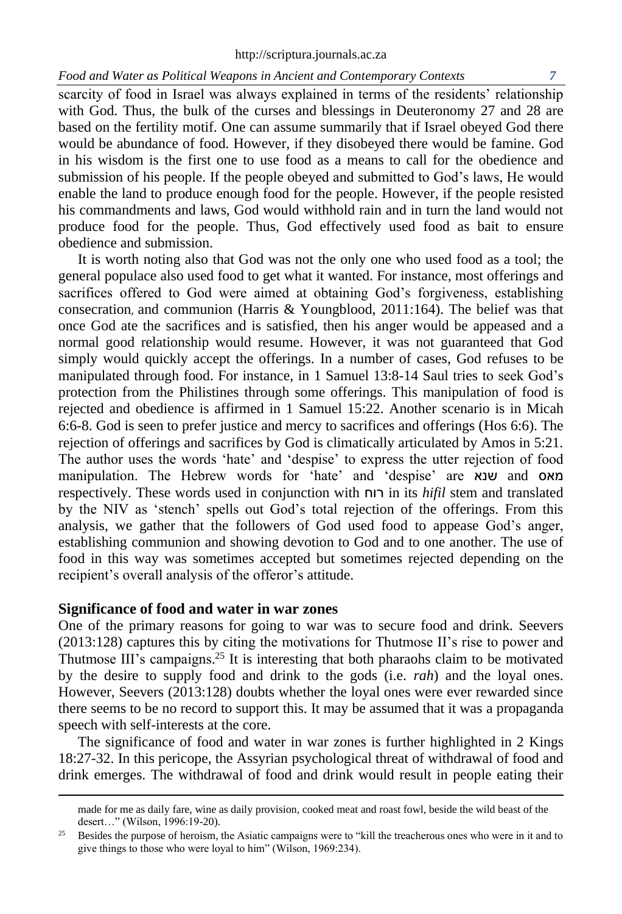scarcity of food in Israel was always explained in terms of the residents' relationship with God. Thus, the bulk of the curses and blessings in Deuteronomy 27 and 28 are based on the fertility motif. One can assume summarily that if Israel obeyed God there would be abundance of food. However, if they disobeyed there would be famine. God in his wisdom is the first one to use food as a means to call for the obedience and submission of his people. If the people obeyed and submitted to God's laws, He would enable the land to produce enough food for the people. However, if the people resisted his commandments and laws, God would withhold rain and in turn the land would not produce food for the people. Thus, God effectively used food as bait to ensure obedience and submission.

It is worth noting also that God was not the only one who used food as a tool; the general populace also used food to get what it wanted. For instance, most offerings and sacrifices offered to God were aimed at obtaining God's forgiveness, establishing consecration, and communion (Harris & Youngblood, 2011:164). The belief was that once God ate the sacrifices and is satisfied, then his anger would be appeased and a normal good relationship would resume. However, it was not guaranteed that God simply would quickly accept the offerings. In a number of cases, God refuses to be manipulated through food. For instance, in 1 Samuel 13:8-14 Saul tries to seek God's protection from the Philistines through some offerings. This manipulation of food is rejected and obedience is affirmed in 1 Samuel 15:22. Another scenario is in Micah 6:6-8. God is seen to prefer justice and mercy to sacrifices and offerings (Hos 6:6). The rejection of offerings and sacrifices by God is climatically articulated by Amos in 5:21. The author uses the words 'hate' and 'despise' to express the utter rejection of food manipulation. The Hebrew words for 'hate' and 'despise' are שנא and מאס respectively. These words used in conjunction with רוח in its *hifil* stem and translated by the NIV as 'stench' spells out God's total rejection of the offerings. From this analysis, we gather that the followers of God used food to appease God's anger, establishing communion and showing devotion to God and to one another. The use of food in this way was sometimes accepted but sometimes rejected depending on the recipient's overall analysis of the offeror's attitude.

## Significance of food and water in war zones

One of the primary reasons for going to war was to secure food and drink. Seevers (2013:128) captures this by citing the motivations for Thutmose II's rise to power and Thutmose III's campaigns.[25] It is interesting that both pharaohs claim to be motivated by the desire to supply food and drink to the gods (i.e. *rah*) and the loyal ones. However, Seevers (2013:128) doubts whether the loyal ones were ever rewarded since there seems to be no record to support this. It may be assumed that it was a propaganda speech with self-interests at the core.

The significance of food and water in war zones is further highlighted in 2 Kings 18:27-32. In this pericope, the Assyrian psychological threat of withdrawal of food and drink emerges. The withdrawal of food and drink would result in people eating their

---

made for me as daily fare, wine as daily provision, cooked meat and roast fowl, beside the wild beast of the desert…" (Wilson, 1996:19-20).

[25] Besides the purpose of heroism, the Asiatic campaigns were to "kill the treacherous ones who were in it and to give things to those who were loyal to him" (Wilson, 1969:234).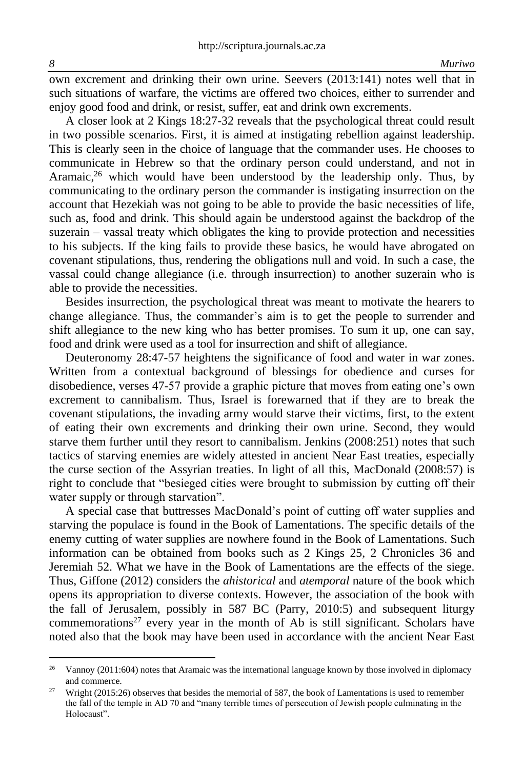own excrement and drinking their own urine. Seevers (2013:141) notes well that in such situations of warfare, the victims are offered two choices, either to surrender and enjoy good food and drink, or resist, suffer, eat and drink own excrements.

A closer look at 2 Kings 18:27-32 reveals that the psychological threat could result in two possible scenarios. First, it is aimed at instigating rebellion against leadership. This is clearly seen in the choice of language that the commander uses. He chooses to communicate in Hebrew so that the ordinary person could understand, and not in Aramaic,[26] which would have been understood by the leadership only. Thus, by communicating to the ordinary person the commander is instigating insurrection on the account that Hezekiah was not going to be able to provide the basic necessities of life, such as, food and drink. This should again be understood against the backdrop of the suzerain – vassal treaty which obligates the king to provide protection and necessities to his subjects. If the king fails to provide these basics, he would have abrogated on covenant stipulations, thus, rendering the obligations null and void. In such a case, the vassal could change allegiance (i.e. through insurrection) to another suzerain who is able to provide the necessities.

Besides insurrection, the psychological threat was meant to motivate the hearers to change allegiance. Thus, the commander's aim is to get the people to surrender and shift allegiance to the new king who has better promises. To sum it up, one can say, food and drink were used as a tool for insurrection and shift of allegiance.

Deuteronomy 28:47-57 heightens the significance of food and water in war zones. Written from a contextual background of blessings for obedience and curses for disobedience, verses 47-57 provide a graphic picture that moves from eating one's own excrement to cannibalism. Thus, Israel is forewarned that if they are to break the covenant stipulations, the invading army would starve their victims, first, to the extent of eating their own excrements and drinking their own urine. Second, they would starve them further until they resort to cannibalism. Jenkins (2008:251) notes that such tactics of starving enemies are widely attested in ancient Near East treaties, especially the curse section of the Assyrian treaties. In light of all this, MacDonald (2008:57) is right to conclude that "besieged cities were brought to submission by cutting off their water supply or through starvation".

A special case that buttresses MacDonald's point of cutting off water supplies and starving the populace is found in the Book of Lamentations. The specific details of the enemy cutting of water supplies are nowhere found in the Book of Lamentations. Such information can be obtained from books such as 2 Kings 25, 2 Chronicles 36 and Jeremiah 52. What we have in the Book of Lamentations are the effects of the siege. Thus, Giffone (2012) considers the *ahistorical* and *atemporal* nature of the book which opens its appropriation to diverse contexts. However, the association of the book with the fall of Jerusalem, possibly in 587 BC (Parry, 2010:5) and subsequent liturgy commemorations[27] every year in the month of Ab is still significant. Scholars have noted also that the book may have been used in accordance with the ancient Near East

---

[26] Vannoy (2011:604) notes that Aramaic was the international language known by those involved in diplomacy and commerce.

[27] Wright (2015:26) observes that besides the memorial of 587, the book of Lamentations is used to remember the fall of the temple in AD 70 and "many terrible times of persecution of Jewish people culminating in the Holocaust".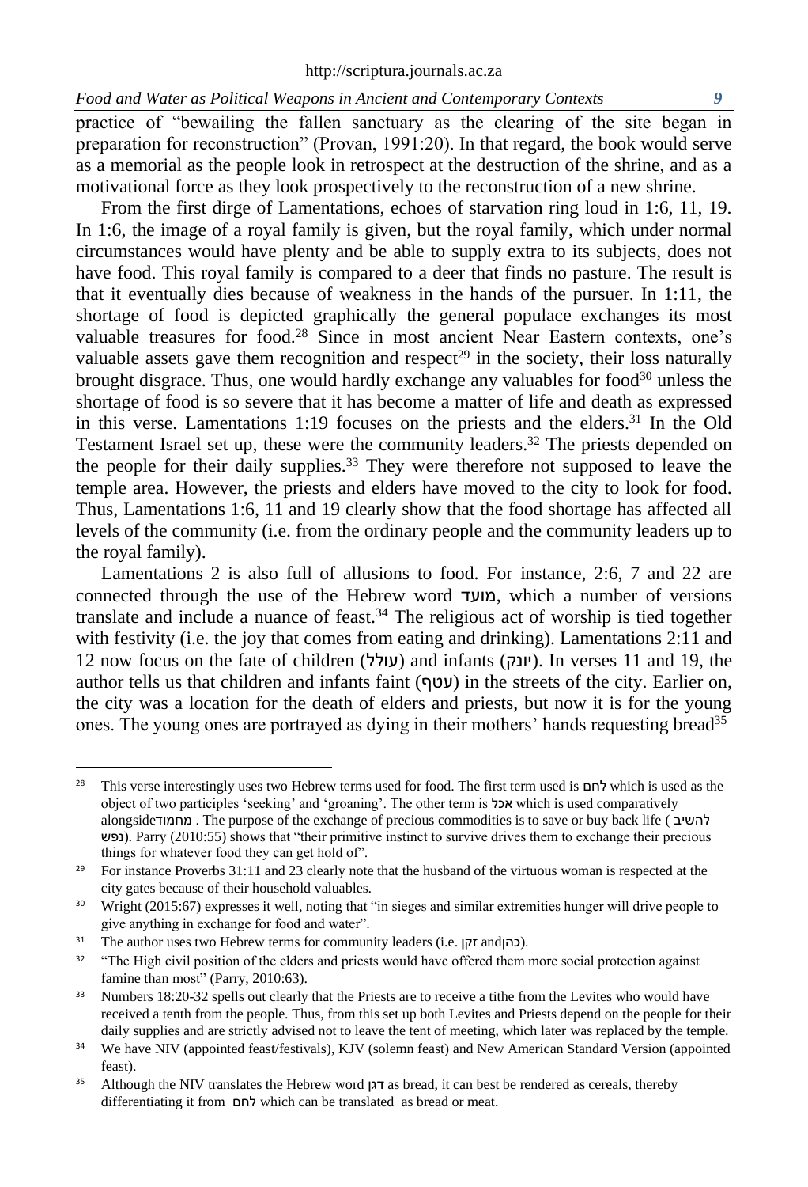practice of "bewailing the fallen sanctuary as the clearing of the site began in preparation for reconstruction" (Provan, 1991:20). In that regard, the book would serve as a memorial as the people look in retrospect at the destruction of the shrine, and as a motivational force as they look prospectively to the reconstruction of a new shrine.

From the first dirge of Lamentations, echoes of starvation ring loud in 1:6, 11, 19. In 1:6, the image of a royal family is given, but the royal family, which under normal circumstances would have plenty and be able to supply extra to its subjects, does not have food. This royal family is compared to a deer that finds no pasture. The result is that it eventually dies because of weakness in the hands of the pursuer. In 1:11, the shortage of food is depicted graphically the general populace exchanges its most valuable treasures for food.[28] Since in most ancient Near Eastern contexts, one's valuable assets gave them recognition and respect[29] in the society, their loss naturally brought disgrace. Thus, one would hardly exchange any valuables for food[30] unless the shortage of food is so severe that it has become a matter of life and death as expressed in this verse. Lamentations 1:19 focuses on the priests and the elders.[31] In the Old Testament Israel set up, these were the community leaders.[32] The priests depended on the people for their daily supplies.[33] They were therefore not supposed to leave the temple area. However, the priests and elders have moved to the city to look for food. Thus, Lamentations 1:6, 11 and 19 clearly show that the food shortage has affected all levels of the community (i.e. from the ordinary people and the community leaders up to the royal family).

Lamentations 2 is also full of allusions to food. For instance, 2:6, 7 and 22 are connected through the use of the Hebrew word מועד, which a number of versions translate and include a nuance of feast.[34] The religious act of worship is tied together with festivity (i.e. the joy that comes from eating and drinking). Lamentations 2:11 and 12 now focus on the fate of children (עולל) and infants (יונק). In verses 11 and 19, the author tells us that children and infants faint (עטף) in the streets of the city. Earlier on, the city was a location for the death of elders and priests, but now it is for the young ones. The young ones are portrayed as dying in their mothers' hands requesting bread[35]

---

[28] This verse interestingly uses two Hebrew terms used for food. The first term used is לחם which is used as the object of two participles 'seeking' and 'groaning'. The other term is אכל which is used comparatively alongside מחמוד . The purpose of the exchange of precious commodities is to save or buy back life (להשיב נפש). Parry (2010:55) shows that "their primitive instinct to survive drives them to exchange their precious things for whatever food they can get hold of".

[29] For instance Proverbs 31:11 and 23 clearly note that the husband of the virtuous woman is respected at the city gates because of their household valuables.

[30] Wright (2015:67) expresses it well, noting that "in sieges and similar extremities hunger will drive people to give anything in exchange for food and water".

[31] The author uses two Hebrew terms for community leaders (i.e. זקן and כהן).

[32] "The High civil position of the elders and priests would have offered them more social protection against famine than most" (Parry, 2010:63).

[33] Numbers 18:20-32 spells out clearly that the Priests are to receive a tithe from the Levites who would have received a tenth from the people. Thus, from this set up both Levites and Priests depend on the people for their daily supplies and are strictly advised not to leave the tent of meeting, which later was replaced by the temple.

[34] We have NIV (appointed feast/festivals), KJV (solemn feast) and New American Standard Version (appointed feast).

[35] Although the NIV translates the Hebrew word דגן as bread, it can best be rendered as cereals, thereby differentiating it from לחם which can be translated as bread or meat.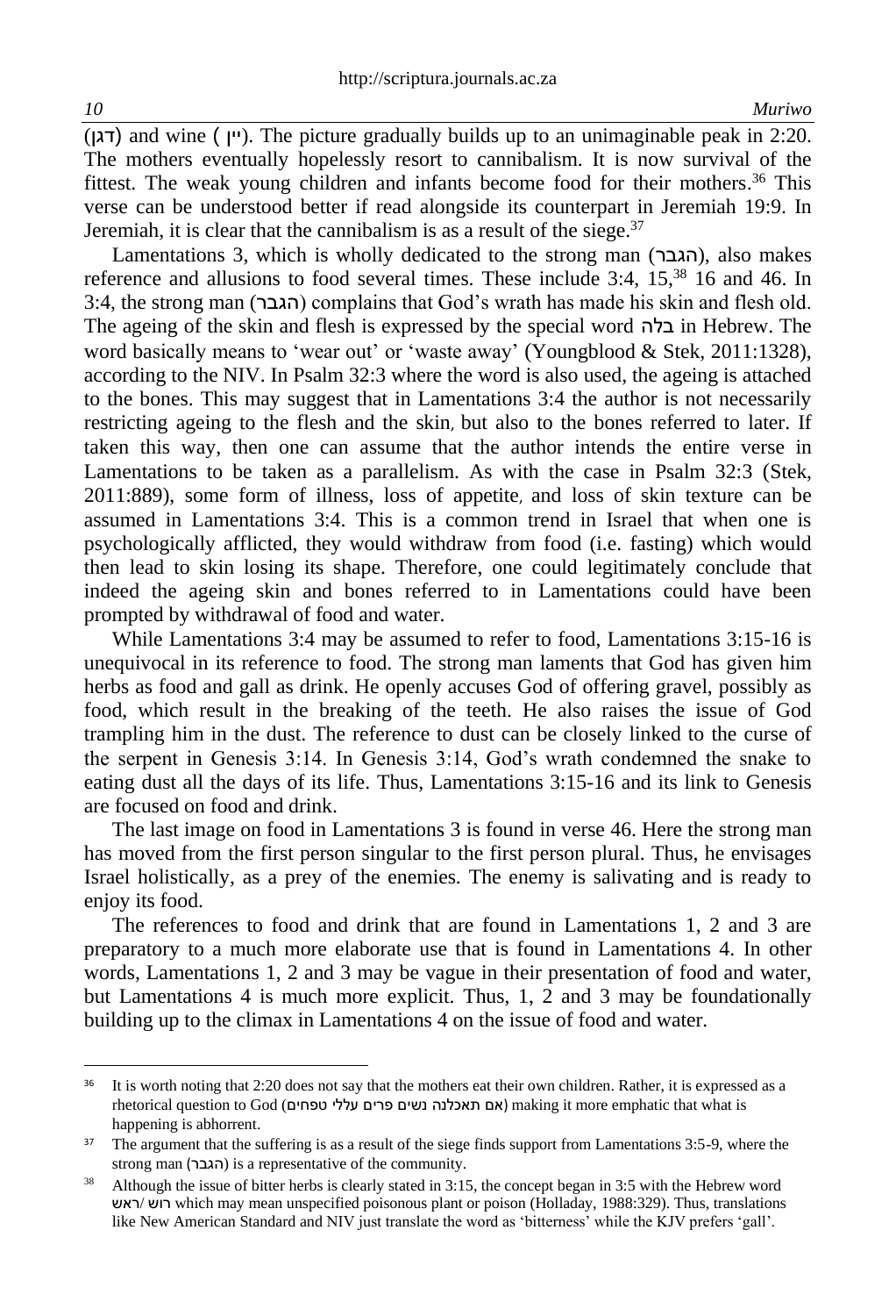(דגן) and wine (יין). The picture gradually builds up to an unimaginable peak in 2:20. The mothers eventually hopelessly resort to cannibalism. It is now survival of the fittest. The weak young children and infants become food for their mothers.[36] This verse can be understood better if read alongside its counterpart in Jeremiah 19:9. In Jeremiah, it is clear that the cannibalism is as a result of the siege.[37]

Lamentations 3, which is wholly dedicated to the strong man (הגבר), also makes reference and allusions to food several times. These include 3:4, 15,[38] 16 and 46. In 3:4, the strong man (הגבר) complains that God's wrath has made his skin and flesh old. The ageing of the skin and flesh is expressed by the special word בלה in Hebrew. The word basically means to 'wear out' or 'waste away' (Youngblood & Stek, 2011:1328), according to the NIV. In Psalm 32:3 where the word is also used, the ageing is attached to the bones. This may suggest that in Lamentations 3:4 the author is not necessarily restricting ageing to the flesh and the skin, but also to the bones referred to later. If taken this way, then one can assume that the author intends the entire verse in Lamentations to be taken as a parallelism. As with the case in Psalm 32:3 (Stek, 2011:889), some form of illness, loss of appetite, and loss of skin texture can be assumed in Lamentations 3:4. This is a common trend in Israel that when one is psychologically afflicted, they would withdraw from food (i.e. fasting) which would then lead to skin losing its shape. Therefore, one could legitimately conclude that indeed the ageing skin and bones referred to in Lamentations could have been prompted by withdrawal of food and water.

While Lamentations 3:4 may be assumed to refer to food, Lamentations 3:15-16 is unequivocal in its reference to food. The strong man laments that God has given him herbs as food and gall as drink. He openly accuses God of offering gravel, possibly as food, which result in the breaking of the teeth. He also raises the issue of God trampling him in the dust. The reference to dust can be closely linked to the curse of the serpent in Genesis 3:14. In Genesis 3:14, God's wrath condemned the snake to eating dust all the days of its life. Thus, Lamentations 3:15-16 and its link to Genesis are focused on food and drink.

The last image on food in Lamentations 3 is found in verse 46. Here the strong man has moved from the first person singular to the first person plural. Thus, he envisages Israel holistically, as a prey of the enemies. The enemy is salivating and is ready to enjoy its food.

The references to food and drink that are found in Lamentations 1, 2 and 3 are preparatory to a much more elaborate use that is found in Lamentations 4. In other words, Lamentations 1, 2 and 3 may be vague in their presentation of food and water, but Lamentations 4 is much more explicit. Thus, 1, 2 and 3 may be foundationally building up to the climax in Lamentations 4 on the issue of food and water.

---

[36] It is worth noting that 2:20 does not say that the mothers eat their own children. Rather, it is expressed as a rhetorical question to God (אם תאכלנה נשים פרים עללי טפחים) making it more emphatic that what is happening is abhorrent.

[37] The argument that the suffering is as a result of the siege finds support from Lamentations 3:5-9, where the strong man (הגבר) is a representative of the community.

[38] Although the issue of bitter herbs is clearly stated in 3:15, the concept began in 3:5 with the Hebrew word ראש/רוש which may mean unspecified poisonous plant or poison (Holladay, 1988:329). Thus, translations like New American Standard and NIV just translate the word as 'bitterness' while the KJV prefers 'gall'.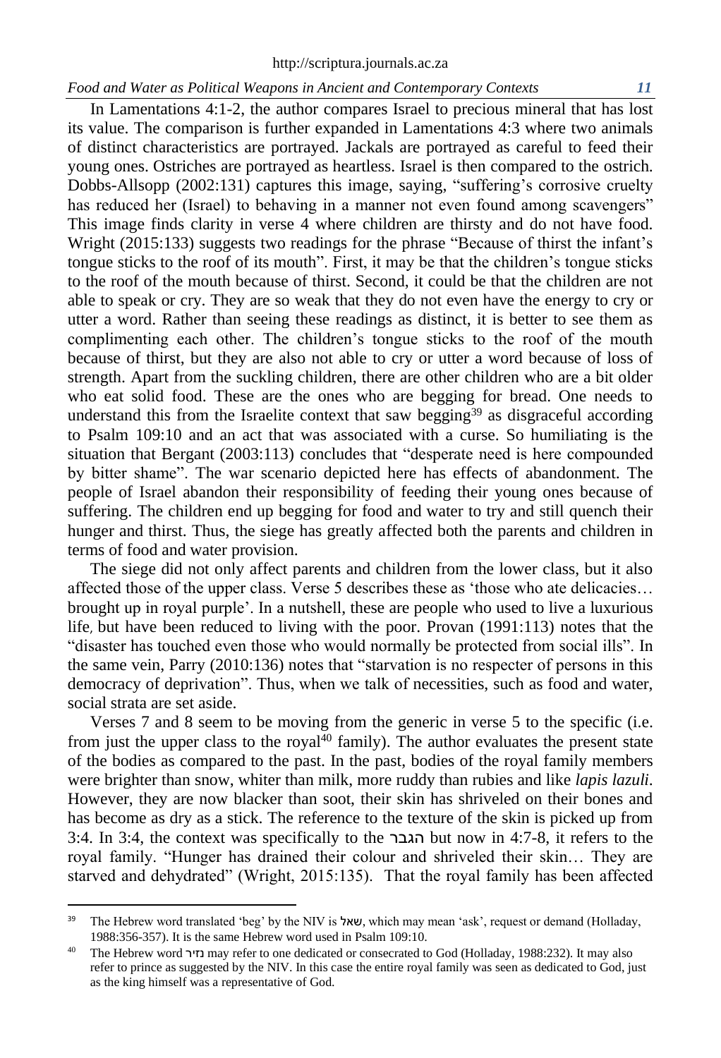In Lamentations 4:1-2, the author compares Israel to precious mineral that has lost its value. The comparison is further expanded in Lamentations 4:3 where two animals of distinct characteristics are portrayed. Jackals are portrayed as careful to feed their young ones. Ostriches are portrayed as heartless. Israel is then compared to the ostrich. Dobbs-Allsopp (2002:131) captures this image, saying, "suffering's corrosive cruelty has reduced her (Israel) to behaving in a manner not even found among scavengers" This image finds clarity in verse 4 where children are thirsty and do not have food. Wright (2015:133) suggests two readings for the phrase "Because of thirst the infant's tongue sticks to the roof of its mouth". First, it may be that the children's tongue sticks to the roof of the mouth because of thirst. Second, it could be that the children are not able to speak or cry. They are so weak that they do not even have the energy to cry or utter a word. Rather than seeing these readings as distinct, it is better to see them as complimenting each other. The children's tongue sticks to the roof of the mouth because of thirst, but they are also not able to cry or utter a word because of loss of strength. Apart from the suckling children, there are other children who are a bit older who eat solid food. These are the ones who are begging for bread. One needs to understand this from the Israelite context that saw begging[39] as disgraceful according to Psalm 109:10 and an act that was associated with a curse. So humiliating is the situation that Bergant (2003:113) concludes that "desperate need is here compounded by bitter shame". The war scenario depicted here has effects of abandonment. The people of Israel abandon their responsibility of feeding their young ones because of suffering. The children end up begging for food and water to try and still quench their hunger and thirst. Thus, the siege has greatly affected both the parents and children in terms of food and water provision.

The siege did not only affect parents and children from the lower class, but it also affected those of the upper class. Verse 5 describes these as 'those who ate delicacies… brought up in royal purple'. In a nutshell, these are people who used to live a luxurious life, but have been reduced to living with the poor. Provan (1991:113) notes that the "disaster has touched even those who would normally be protected from social ills". In the same vein, Parry (2010:136) notes that "starvation is no respecter of persons in this democracy of deprivation". Thus, when we talk of necessities, such as food and water, social strata are set aside.

Verses 7 and 8 seem to be moving from the generic in verse 5 to the specific (i.e. from just the upper class to the royal[40] family). The author evaluates the present state of the bodies as compared to the past. In the past, bodies of the royal family members were brighter than snow, whiter than milk, more ruddy than rubies and like *lapis lazuli*. However, they are now blacker than soot, their skin has shriveled on their bones and has become as dry as a stick. The reference to the texture of the skin is picked up from 3:4. In 3:4, the context was specifically to the הגבר but now in 4:7-8, it refers to the royal family. "Hunger has drained their colour and shriveled their skin… They are starved and dehydrated" (Wright, 2015:135). That the royal family has been affected

---

[39] The Hebrew word translated 'beg' by the NIV is שאל, which may mean 'ask', request or demand (Holladay, 1988:356-357). It is the same Hebrew word used in Psalm 109:10.

[40] The Hebrew word נזיר may refer to one dedicated or consecrated to God (Holladay, 1988:232). It may also refer to prince as suggested by the NIV. In this case the entire royal family was seen as dedicated to God, just as the king himself was a representative of God.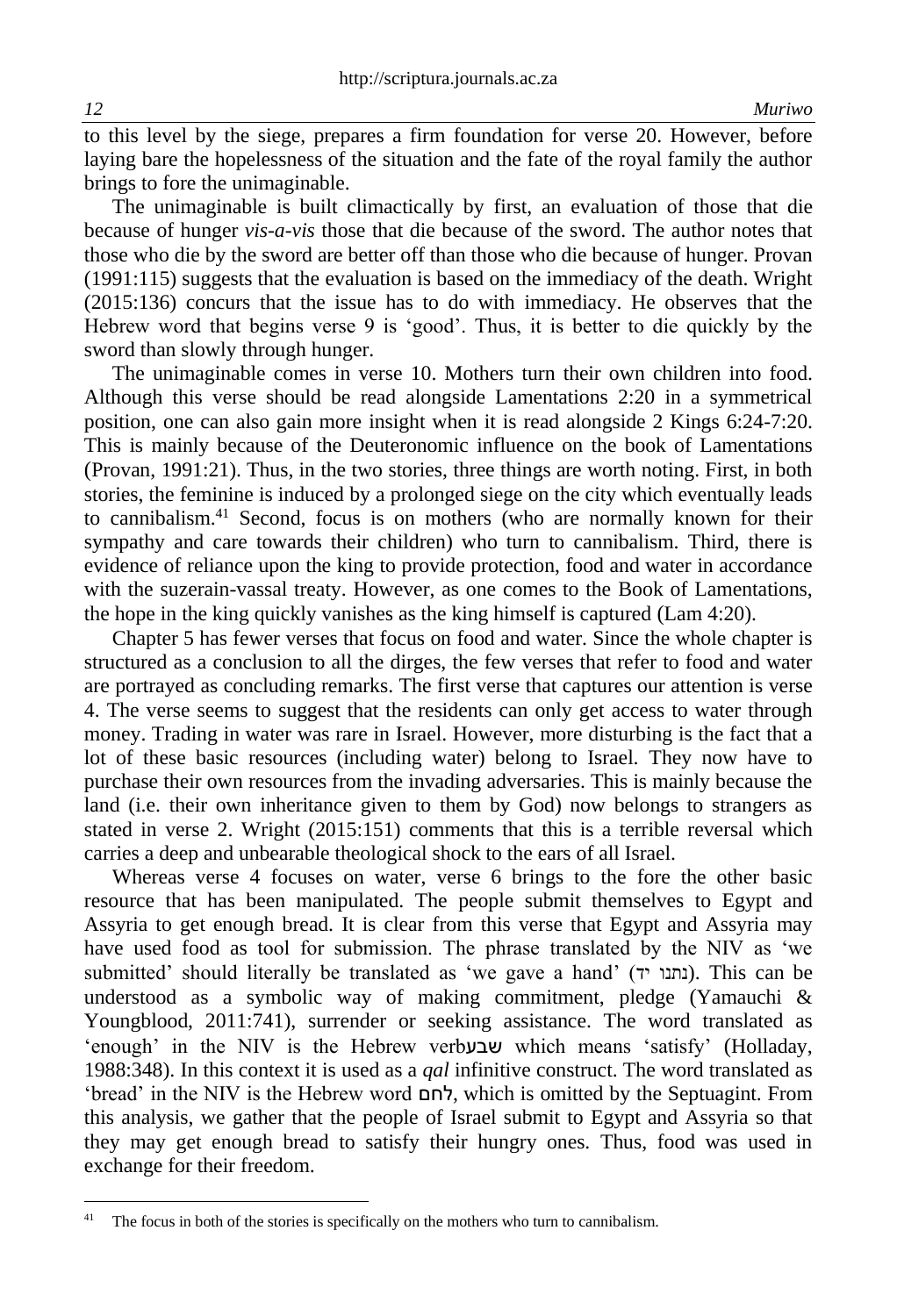to this level by the siege, prepares a firm foundation for verse 20. However, before laying bare the hopelessness of the situation and the fate of the royal family the author brings to fore the unimaginable.

The unimaginable is built climactically by first, an evaluation of those that die because of hunger *vis-a-vis* those that die because of the sword. The author notes that those who die by the sword are better off than those who die because of hunger. Provan (1991:115) suggests that the evaluation is based on the immediacy of the death. Wright (2015:136) concurs that the issue has to do with immediacy. He observes that the Hebrew word that begins verse 9 is 'good'. Thus, it is better to die quickly by the sword than slowly through hunger.

The unimaginable comes in verse 10. Mothers turn their own children into food. Although this verse should be read alongside Lamentations 2:20 in a symmetrical position, one can also gain more insight when it is read alongside 2 Kings 6:24-7:20. This is mainly because of the Deuteronomic influence on the book of Lamentations (Provan, 1991:21). Thus, in the two stories, three things are worth noting. First, in both stories, the feminine is induced by a prolonged siege on the city which eventually leads to cannibalism.[41] Second, focus is on mothers (who are normally known for their sympathy and care towards their children) who turn to cannibalism. Third, there is evidence of reliance upon the king to provide protection, food and water in accordance with the suzerain-vassal treaty. However, as one comes to the Book of Lamentations, the hope in the king quickly vanishes as the king himself is captured (Lam 4:20).

Chapter 5 has fewer verses that focus on food and water. Since the whole chapter is structured as a conclusion to all the dirges, the few verses that refer to food and water are portrayed as concluding remarks. The first verse that captures our attention is verse 4. The verse seems to suggest that the residents can only get access to water through money. Trading in water was rare in Israel. However, more disturbing is the fact that a lot of these basic resources (including water) belong to Israel. They now have to purchase their own resources from the invading adversaries. This is mainly because the land (i.e. their own inheritance given to them by God) now belongs to strangers as stated in verse 2. Wright (2015:151) comments that this is a terrible reversal which carries a deep and unbearable theological shock to the ears of all Israel.

Whereas verse 4 focuses on water, verse 6 brings to the fore the other basic resource that has been manipulated. The people submit themselves to Egypt and Assyria to get enough bread. It is clear from this verse that Egypt and Assyria may have used food as tool for submission. The phrase translated by the NIV as 'we submitted' should literally be translated as 'we gave a hand' (נתנו יד). This can be understood as a symbolic way of making commitment, pledge (Yamauchi & Youngblood, 2011:741), surrender or seeking assistance. The word translated as 'enough' in the NIV is the Hebrew verbשבע which means 'satisfy' (Holladay, 1988:348). In this context it is used as a *qal* infinitive construct. The word translated as 'bread' in the NIV is the Hebrew word לחם, which is omitted by the Septuagint. From this analysis, we gather that the people of Israel submit to Egypt and Assyria so that they may get enough bread to satisfy their hungry ones. Thus, food was used in exchange for their freedom.

[41] The focus in both of the stories is specifically on the mothers who turn to cannibalism.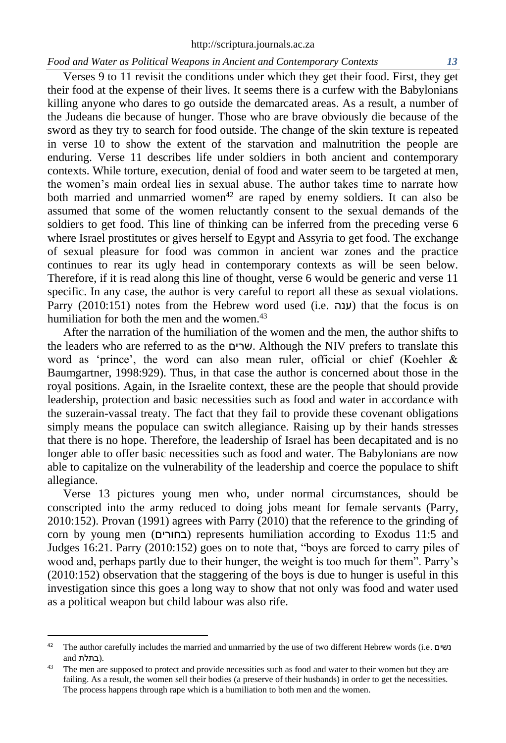Verses 9 to 11 revisit the conditions under which they get their food. First, they get their food at the expense of their lives. It seems there is a curfew with the Babylonians killing anyone who dares to go outside the demarcated areas. As a result, a number of the Judeans die because of hunger. Those who are brave obviously die because of the sword as they try to search for food outside. The change of the skin texture is repeated in verse 10 to show the extent of the starvation and malnutrition the people are enduring. Verse 11 describes life under soldiers in both ancient and contemporary contexts. While torture, execution, denial of food and water seem to be targeted at men, the women's main ordeal lies in sexual abuse. The author takes time to narrate how both married and unmarried women[42] are raped by enemy soldiers. It can also be assumed that some of the women reluctantly consent to the sexual demands of the soldiers to get food. This line of thinking can be inferred from the preceding verse 6 where Israel prostitutes or gives herself to Egypt and Assyria to get food. The exchange of sexual pleasure for food was common in ancient war zones and the practice continues to rear its ugly head in contemporary contexts as will be seen below. Therefore, if it is read along this line of thought, verse 6 would be generic and verse 11 specific. In any case, the author is very careful to report all these as sexual violations. Parry (2010:151) notes from the Hebrew word used (i.e. ענה) that the focus is on humiliation for both the men and the women.[43]

After the narration of the humiliation of the women and the men, the author shifts to the leaders who are referred to as the שרים. Although the NIV prefers to translate this word as 'prince', the word can also mean ruler, official or chief (Koehler & Baumgartner, 1998:929). Thus, in that case the author is concerned about those in the royal positions. Again, in the Israelite context, these are the people that should provide leadership, protection and basic necessities such as food and water in accordance with the suzerain-vassal treaty. The fact that they fail to provide these covenant obligations simply means the populace can switch allegiance. Raising up by their hands stresses that there is no hope. Therefore, the leadership of Israel has been decapitated and is no longer able to offer basic necessities such as food and water. The Babylonians are now able to capitalize on the vulnerability of the leadership and coerce the populace to shift allegiance.

Verse 13 pictures young men who, under normal circumstances, should be conscripted into the army reduced to doing jobs meant for female servants (Parry, 2010:152). Provan (1991) agrees with Parry (2010) that the reference to the grinding of corn by young men (בחורים) represents humiliation according to Exodus 11:5 and Judges 16:21. Parry (2010:152) goes on to note that, "boys are forced to carry piles of wood and, perhaps partly due to their hunger, the weight is too much for them". Parry's (2010:152) observation that the staggering of the boys is due to hunger is useful in this investigation since this goes a long way to show that not only was food and water used as a political weapon but child labour was also rife.

---

[42] The author carefully includes the married and unmarried by the use of two different Hebrew words (i.e. נשים and בתלת).

[43] The men are supposed to protect and provide necessities such as food and water to their women but they are failing. As a result, the women sell their bodies (a preserve of their husbands) in order to get the necessities. The process happens through rape which is a humiliation to both men and the women.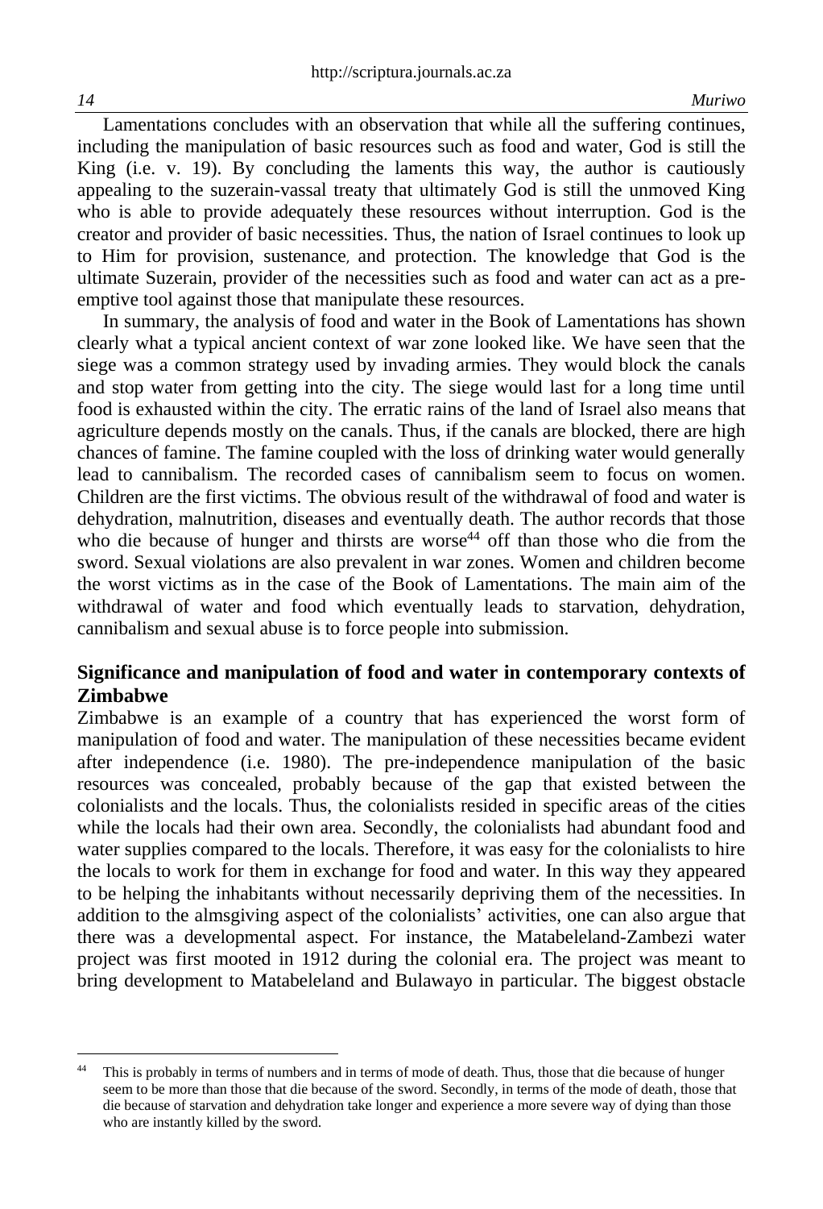Lamentations concludes with an observation that while all the suffering continues, including the manipulation of basic resources such as food and water, God is still the King (i.e. v. 19). By concluding the laments this way, the author is cautiously appealing to the suzerain-vassal treaty that ultimately God is still the unmoved King who is able to provide adequately these resources without interruption. God is the creator and provider of basic necessities. Thus, the nation of Israel continues to look up to Him for provision, sustenance, and protection. The knowledge that God is the ultimate Suzerain, provider of the necessities such as food and water can act as a pre-emptive tool against those that manipulate these resources.

In summary, the analysis of food and water in the Book of Lamentations has shown clearly what a typical ancient context of war zone looked like. We have seen that the siege was a common strategy used by invading armies. They would block the canals and stop water from getting into the city. The siege would last for a long time until food is exhausted within the city. The erratic rains of the land of Israel also means that agriculture depends mostly on the canals. Thus, if the canals are blocked, there are high chances of famine. The famine coupled with the loss of drinking water would generally lead to cannibalism. The recorded cases of cannibalism seem to focus on women. Children are the first victims. The obvious result of the withdrawal of food and water is dehydration, malnutrition, diseases and eventually death. The author records that those who die because of hunger and thirsts are worse[44] off than those who die from the sword. Sexual violations are also prevalent in war zones. Women and children become the worst victims as in the case of the Book of Lamentations. The main aim of the withdrawal of water and food which eventually leads to starvation, dehydration, cannibalism and sexual abuse is to force people into submission.

## Significance and manipulation of food and water in contemporary contexts of Zimbabwe

Zimbabwe is an example of a country that has experienced the worst form of manipulation of food and water. The manipulation of these necessities became evident after independence (i.e. 1980). The pre-independence manipulation of the basic resources was concealed, probably because of the gap that existed between the colonialists and the locals. Thus, the colonialists resided in specific areas of the cities while the locals had their own area. Secondly, the colonialists had abundant food and water supplies compared to the locals. Therefore, it was easy for the colonialists to hire the locals to work for them in exchange for food and water. In this way they appeared to be helping the inhabitants without necessarily depriving them of the necessities. In addition to the almsgiving aspect of the colonialists' activities, one can also argue that there was a developmental aspect. For instance, the Matabeleland-Zambezi water project was first mooted in 1912 during the colonial era. The project was meant to bring development to Matabeleland and Bulawayo in particular. The biggest obstacle

---

[44] This is probably in terms of numbers and in terms of mode of death. Thus, those that die because of hunger seem to be more than those that die because of the sword. Secondly, in terms of the mode of death, those that die because of starvation and dehydration take longer and experience a more severe way of dying than those who are instantly killed by the sword.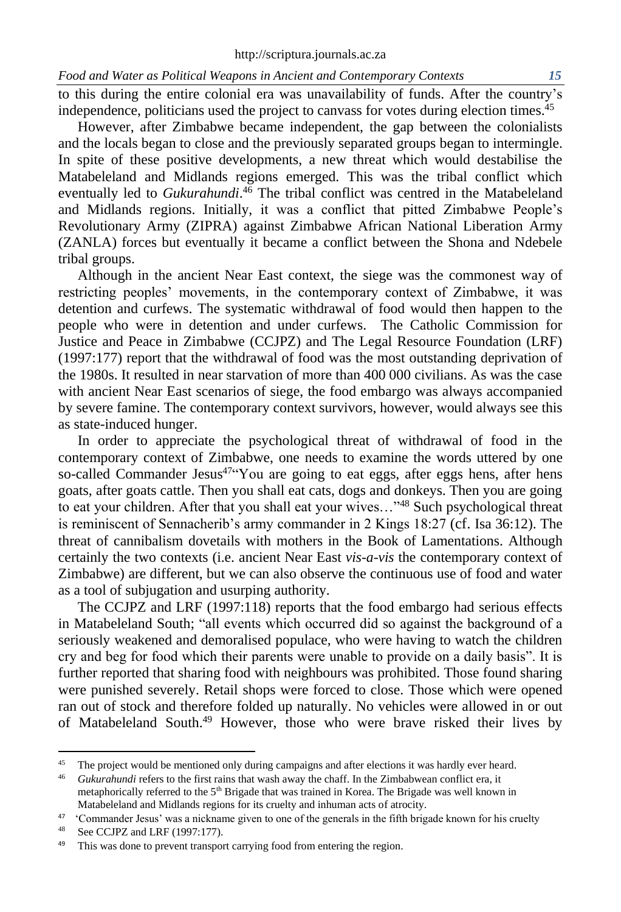to this during the entire colonial era was unavailability of funds. After the country's independence, politicians used the project to canvass for votes during election times.[45]

However, after Zimbabwe became independent, the gap between the colonialists and the locals began to close and the previously separated groups began to intermingle. In spite of these positive developments, a new threat which would destabilise the Matabeleland and Midlands regions emerged. This was the tribal conflict which eventually led to *Gukurahundi*.[46] The tribal conflict was centred in the Matabeleland and Midlands regions. Initially, it was a conflict that pitted Zimbabwe People's Revolutionary Army (ZIPRA) against Zimbabwe African National Liberation Army (ZANLA) forces but eventually it became a conflict between the Shona and Ndebele tribal groups.

Although in the ancient Near East context, the siege was the commonest way of restricting peoples' movements, in the contemporary context of Zimbabwe, it was detention and curfews. The systematic withdrawal of food would then happen to the people who were in detention and under curfews. The Catholic Commission for Justice and Peace in Zimbabwe (CCJPZ) and The Legal Resource Foundation (LRF) (1997:177) report that the withdrawal of food was the most outstanding deprivation of the 1980s. It resulted in near starvation of more than 400 000 civilians. As was the case with ancient Near East scenarios of siege, the food embargo was always accompanied by severe famine. The contemporary context survivors, however, would always see this as state-induced hunger.

In order to appreciate the psychological threat of withdrawal of food in the contemporary context of Zimbabwe, one needs to examine the words uttered by one so-called Commander Jesus[47]"You are going to eat eggs, after eggs hens, after hens goats, after goats cattle. Then you shall eat cats, dogs and donkeys. Then you are going to eat your children. After that you shall eat your wives…"[48] Such psychological threat is reminiscent of Sennacherib's army commander in 2 Kings 18:27 (cf. Isa 36:12). The threat of cannibalism dovetails with mothers in the Book of Lamentations. Although certainly the two contexts (i.e. ancient Near East *vis-a-vis* the contemporary context of Zimbabwe) are different, but we can also observe the continuous use of food and water as a tool of subjugation and usurping authority.

The CCJPZ and LRF (1997:118) reports that the food embargo had serious effects in Matabeleland South; "all events which occurred did so against the background of a seriously weakened and demoralised populace, who were having to watch the children cry and beg for food which their parents were unable to provide on a daily basis". It is further reported that sharing food with neighbours was prohibited. Those found sharing were punished severely. Retail shops were forced to close. Those which were opened ran out of stock and therefore folded up naturally. No vehicles were allowed in or out of Matabeleland South.[49] However, those who were brave risked their lives by

---

[45] The project would be mentioned only during campaigns and after elections it was hardly ever heard.

[46] *Gukurahundi* refers to the first rains that wash away the chaff. In the Zimbabwean conflict era, it metaphorically referred to the 5th Brigade that was trained in Korea. The Brigade was well known in Matabeleland and Midlands regions for its cruelty and inhuman acts of atrocity.

[47] 'Commander Jesus' was a nickname given to one of the generals in the fifth brigade known for his cruelty

[48] See CCJPZ and LRF (1997:177).

[49] This was done to prevent transport carrying food from entering the region.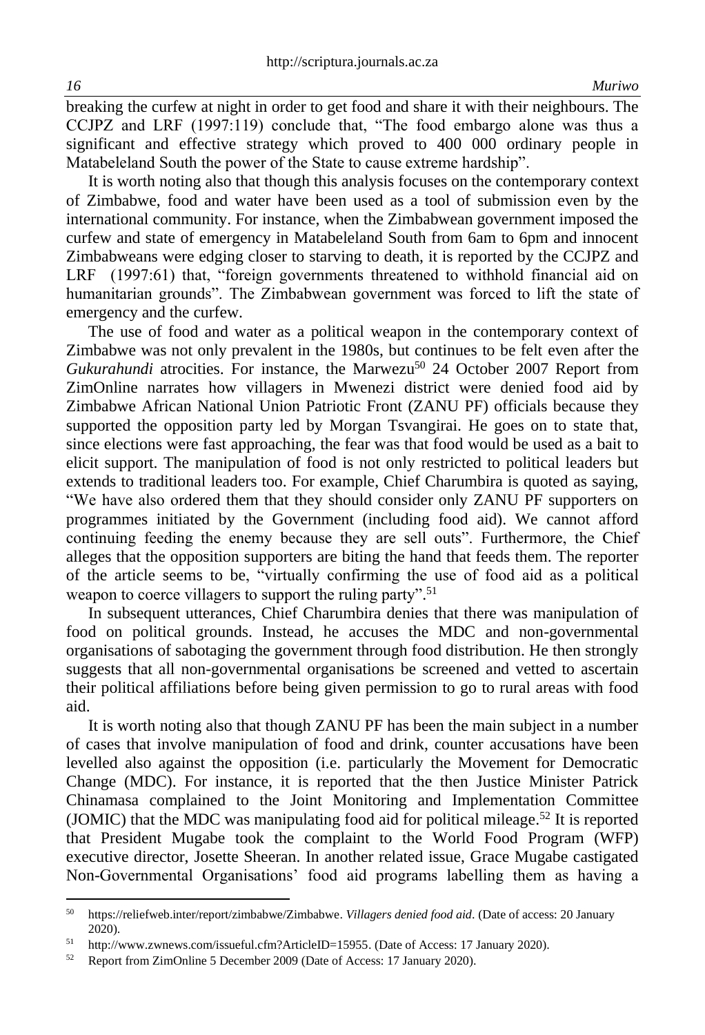breaking the curfew at night in order to get food and share it with their neighbours. The CCJPZ and LRF (1997:119) conclude that, "The food embargo alone was thus a significant and effective strategy which proved to 400 000 ordinary people in Matabeleland South the power of the State to cause extreme hardship".

It is worth noting also that though this analysis focuses on the contemporary context of Zimbabwe, food and water have been used as a tool of submission even by the international community. For instance, when the Zimbabwean government imposed the curfew and state of emergency in Matabeleland South from 6am to 6pm and innocent Zimbabweans were edging closer to starving to death, it is reported by the CCJPZ and LRF (1997:61) that, "foreign governments threatened to withhold financial aid on humanitarian grounds". The Zimbabwean government was forced to lift the state of emergency and the curfew.

The use of food and water as a political weapon in the contemporary context of Zimbabwe was not only prevalent in the 1980s, but continues to be felt even after the *Gukurahundi* atrocities. For instance, the Marwezu[50] 24 October 2007 Report from ZimOnline narrates how villagers in Mwenezi district were denied food aid by Zimbabwe African National Union Patriotic Front (ZANU PF) officials because they supported the opposition party led by Morgan Tsvangirai. He goes on to state that, since elections were fast approaching, the fear was that food would be used as a bait to elicit support. The manipulation of food is not only restricted to political leaders but extends to traditional leaders too. For example, Chief Charumbira is quoted as saying, "We have also ordered them that they should consider only ZANU PF supporters on programmes initiated by the Government (including food aid). We cannot afford continuing feeding the enemy because they are sell outs". Furthermore, the Chief alleges that the opposition supporters are biting the hand that feeds them. The reporter of the article seems to be, "virtually confirming the use of food aid as a political weapon to coerce villagers to support the ruling party".[51]

In subsequent utterances, Chief Charumbira denies that there was manipulation of food on political grounds. Instead, he accuses the MDC and non-governmental organisations of sabotaging the government through food distribution. He then strongly suggests that all non-governmental organisations be screened and vetted to ascertain their political affiliations before being given permission to go to rural areas with food aid.

It is worth noting also that though ZANU PF has been the main subject in a number of cases that involve manipulation of food and drink, counter accusations have been levelled also against the opposition (i.e. particularly the Movement for Democratic Change (MDC). For instance, it is reported that the then Justice Minister Patrick Chinamasa complained to the Joint Monitoring and Implementation Committee (JOMIC) that the MDC was manipulating food aid for political mileage.[52] It is reported that President Mugabe took the complaint to the World Food Program (WFP) executive director, Josette Sheeran. In another related issue, Grace Mugabe castigated Non-Governmental Organisations' food aid programs labelling them as having a

---

[50] https://reliefweb.inter/report/zimbabwe/Zimbabwe. *Villagers denied food aid*. (Date of access: 20 January 2020).

[51] http://www.zwnews.com/issueful.cfm?ArticleID=15955. (Date of Access: 17 January 2020).

[52] Report from ZimOnline 5 December 2009 (Date of Access: 17 January 2020).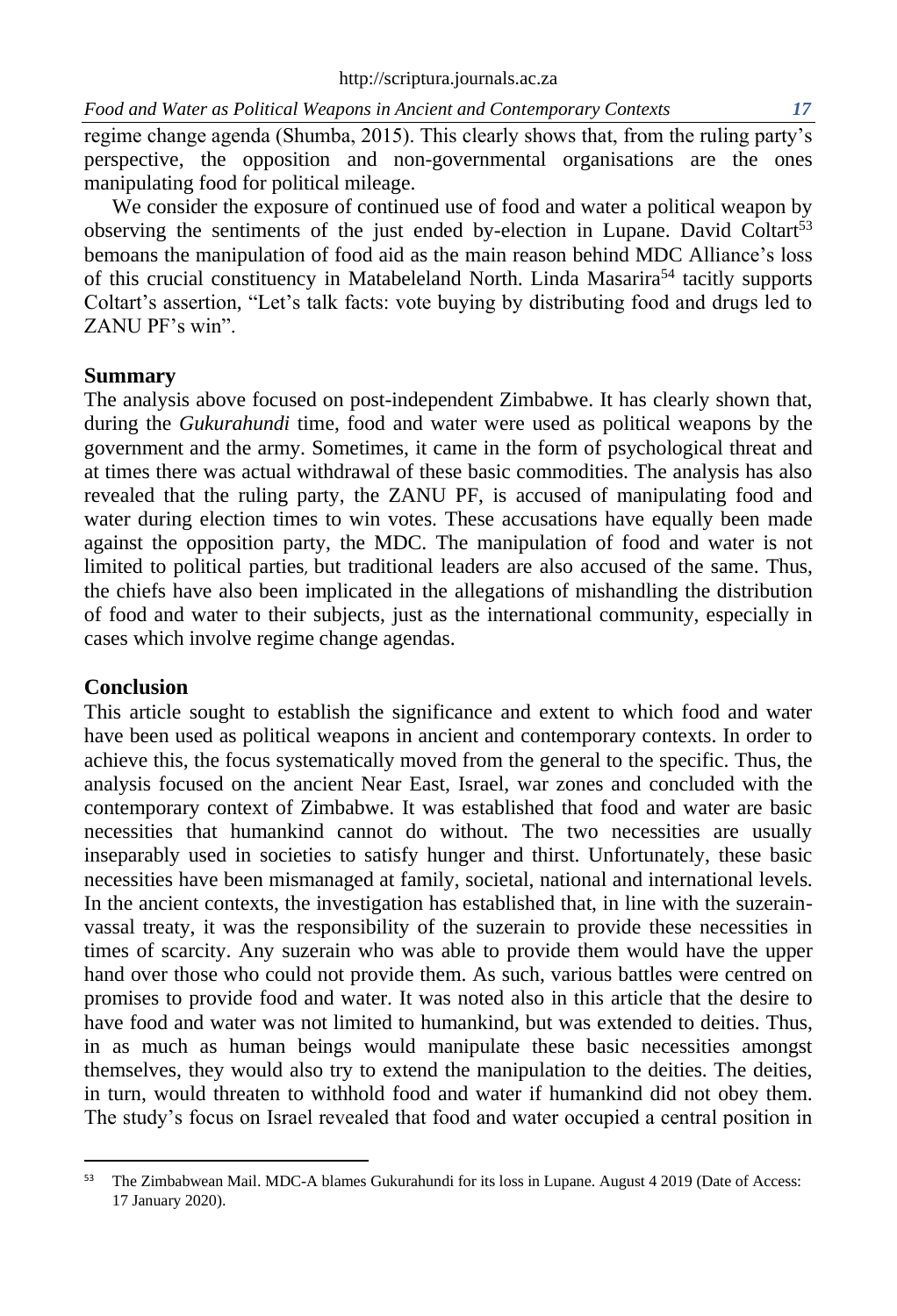regime change agenda (Shumba, 2015). This clearly shows that, from the ruling party's perspective, the opposition and non-governmental organisations are the ones manipulating food for political mileage.

We consider the exposure of continued use of food and water a political weapon by observing the sentiments of the just ended by-election in Lupane. David Coltart[53] bemoans the manipulation of food aid as the main reason behind MDC Alliance's loss of this crucial constituency in Matabeleland North. Linda Masarira[54] tacitly supports Coltart's assertion, "Let's talk facts: vote buying by distributing food and drugs led to ZANU PF's win".

## Summary

The analysis above focused on post-independent Zimbabwe. It has clearly shown that, during the *Gukurahundi* time, food and water were used as political weapons by the government and the army. Sometimes, it came in the form of psychological threat and at times there was actual withdrawal of these basic commodities. The analysis has also revealed that the ruling party, the ZANU PF, is accused of manipulating food and water during election times to win votes. These accusations have equally been made against the opposition party, the MDC. The manipulation of food and water is not limited to political parties, but traditional leaders are also accused of the same. Thus, the chiefs have also been implicated in the allegations of mishandling the distribution of food and water to their subjects, just as the international community, especially in cases which involve regime change agendas.

## Conclusion

This article sought to establish the significance and extent to which food and water have been used as political weapons in ancient and contemporary contexts. In order to achieve this, the focus systematically moved from the general to the specific. Thus, the analysis focused on the ancient Near East, Israel, war zones and concluded with the contemporary context of Zimbabwe. It was established that food and water are basic necessities that humankind cannot do without. The two necessities are usually inseparably used in societies to satisfy hunger and thirst. Unfortunately, these basic necessities have been mismanaged at family, societal, national and international levels. In the ancient contexts, the investigation has established that, in line with the suzerain-vassal treaty, it was the responsibility of the suzerain to provide these necessities in times of scarcity. Any suzerain who was able to provide them would have the upper hand over those who could not provide them. As such, various battles were centred on promises to provide food and water. It was noted also in this article that the desire to have food and water was not limited to humankind, but was extended to deities. Thus, in as much as human beings would manipulate these basic necessities amongst themselves, they would also try to extend the manipulation to the deities. The deities, in turn, would threaten to withhold food and water if humankind did not obey them. The study's focus on Israel revealed that food and water occupied a central position in

[53] The Zimbabwean Mail. MDC-A blames Gukurahundi for its loss in Lupane. August 4 2019 (Date of Access: 17 January 2020).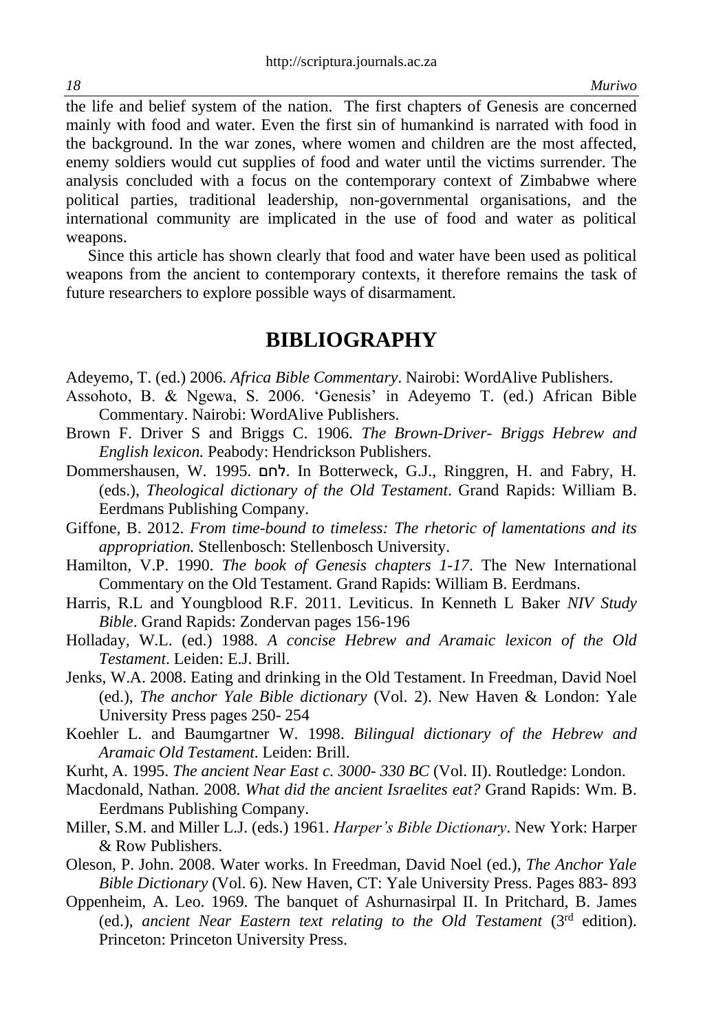the life and belief system of the nation. The first chapters of Genesis are concerned mainly with food and water. Even the first sin of humankind is narrated with food in the background. In the war zones, where women and children are the most affected, enemy soldiers would cut supplies of food and water until the victims surrender. The analysis concluded with a focus on the contemporary context of Zimbabwe where political parties, traditional leadership, non-governmental organisations, and the international community are implicated in the use of food and water as political weapons.

Since this article has shown clearly that food and water have been used as political weapons from the ancient to contemporary contexts, it therefore remains the task of future researchers to explore possible ways of disarmament.

# BIBLIOGRAPHY

Adeyemo, T. (ed.) 2006. *Africa Bible Commentary*. Nairobi: WordAlive Publishers.

Assohoto, B. & Ngewa, S. 2006. 'Genesis' in Adeyemo T. (ed.) African Bible Commentary. Nairobi: WordAlive Publishers.

Brown F. Driver S and Briggs C. 1906. *The Brown-Driver- Briggs Hebrew and English lexicon.* Peabody: Hendrickson Publishers.

Dommershausen, W. 1995. לחם. In Botterweck, G.J., Ringgren, H. and Fabry, H. (eds.), *Theological dictionary of the Old Testament*. Grand Rapids: William B. Eerdmans Publishing Company.

Giffone, B. 2012. *From time-bound to timeless: The rhetoric of lamentations and its appropriation.* Stellenbosch: Stellenbosch University.

Hamilton, V.P. 1990. *The book of Genesis chapters 1-17*. The New International Commentary on the Old Testament. Grand Rapids: William B. Eerdmans.

Harris, R.L and Youngblood R.F. 2011. Leviticus. In Kenneth L Baker *NIV Study Bible*. Grand Rapids: Zondervan pages 156-196

Holladay, W.L. (ed.) 1988. *A concise Hebrew and Aramaic lexicon of the Old Testament*. Leiden: E.J. Brill.

Jenks, W.A. 2008. Eating and drinking in the Old Testament. In Freedman, David Noel (ed.), *The anchor Yale Bible dictionary* (Vol. 2). New Haven & London: Yale University Press pages 250- 254

Koehler L. and Baumgartner W. 1998. *Bilingual dictionary of the Hebrew and Aramaic Old Testament*. Leiden: Brill.

Kurht, A. 1995. *The ancient Near East c. 3000- 330 BC* (Vol. II). Routledge: London.

Macdonald, Nathan. 2008. *What did the ancient Israelites eat?* Grand Rapids: Wm. B. Eerdmans Publishing Company.

Miller, S.M. and Miller L.J. (eds.) 1961. *Harper's Bible Dictionary*. New York: Harper & Row Publishers.

Oleson, P. John. 2008. Water works. In Freedman, David Noel (ed.), *The Anchor Yale Bible Dictionary* (Vol. 6). New Haven, CT: Yale University Press. Pages 883- 893

Oppenheim, A. Leo. 1969. The banquet of Ashurnasirpal II. In Pritchard, B. James (ed.), *ancient Near Eastern text relating to the Old Testament* (3rd edition). Princeton: Princeton University Press.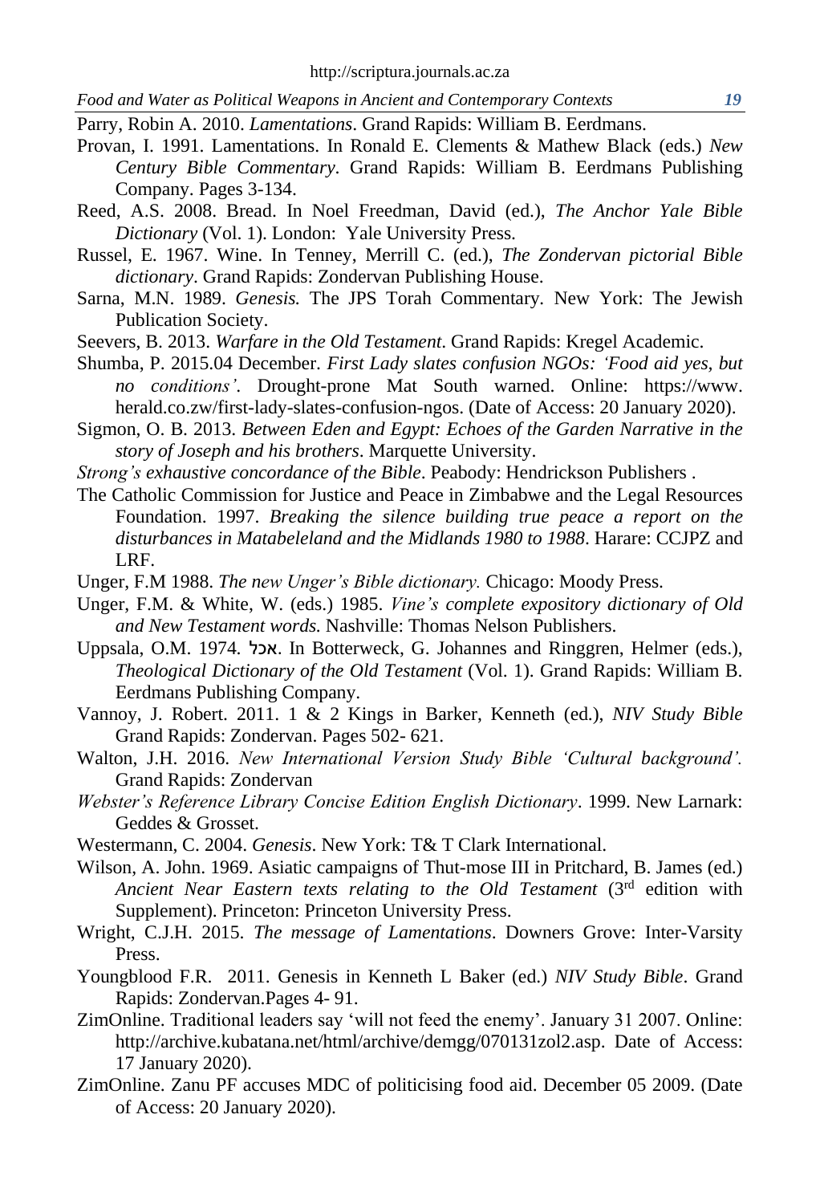Parry, Robin A. 2010. *Lamentations*. Grand Rapids: William B. Eerdmans.

Provan, I. 1991. Lamentations. In Ronald E. Clements & Mathew Black (eds.) *New Century Bible Commentary*. Grand Rapids: William B. Eerdmans Publishing Company. Pages 3-134.

Reed, A.S. 2008. Bread. In Noel Freedman, David (ed.), *The Anchor Yale Bible Dictionary* (Vol. 1). London: Yale University Press.

Russel, E. 1967. Wine. In Tenney, Merrill C. (ed.), *The Zondervan pictorial Bible dictionary*. Grand Rapids: Zondervan Publishing House.

Sarna, M.N. 1989. *Genesis.* The JPS Torah Commentary. New York: The Jewish Publication Society.

Seevers, B. 2013. *Warfare in the Old Testament*. Grand Rapids: Kregel Academic.

Shumba, P. 2015.04 December. *First Lady slates confusion NGOs: 'Food aid yes, but no conditions'*. Drought-prone Mat South warned. Online: https://www.herald.co.zw/first-lady-slates-confusion-ngos. (Date of Access: 20 January 2020).

Sigmon, O. B. 2013. *Between Eden and Egypt: Echoes of the Garden Narrative in the story of Joseph and his brothers*. Marquette University.

*Strong's exhaustive concordance of the Bible*. Peabody: Hendrickson Publishers .

The Catholic Commission for Justice and Peace in Zimbabwe and the Legal Resources Foundation. 1997. *Breaking the silence building true peace a report on the disturbances in Matabeleland and the Midlands 1980 to 1988*. Harare: CCJPZ and LRF.

Unger, F.M 1988. *The new Unger's Bible dictionary.* Chicago: Moody Press.

Unger, F.M. & White, W. (eds.) 1985. *Vine's complete expository dictionary of Old and New Testament words.* Nashville: Thomas Nelson Publishers.

Uppsala, O.M. 1974. אכל. In Botterweck, G. Johannes and Ringgren, Helmer (eds.), *Theological Dictionary of the Old Testament* (Vol. 1). Grand Rapids: William B. Eerdmans Publishing Company.

Vannoy, J. Robert. 2011. 1 & 2 Kings in Barker, Kenneth (ed.), *NIV Study Bible* Grand Rapids: Zondervan. Pages 502- 621.

Walton, J.H. 2016. *New International Version Study Bible 'Cultural background'.* Grand Rapids: Zondervan

*Webster's Reference Library Concise Edition English Dictionary*. 1999. New Larnark: Geddes & Grosset.

Westermann, C. 2004. *Genesis*. New York: T& T Clark International.

Wilson, A. John. 1969. Asiatic campaigns of Thut-mose III in Pritchard, B. James (ed.) *Ancient Near Eastern texts relating to the Old Testament* (3rd edition with Supplement). Princeton: Princeton University Press.

Wright, C.J.H. 2015. *The message of Lamentations*. Downers Grove: Inter-Varsity Press.

Youngblood F.R. 2011. Genesis in Kenneth L Baker (ed.) *NIV Study Bible*. Grand Rapids: Zondervan.Pages 4- 91.

ZimOnline. Traditional leaders say 'will not feed the enemy'. January 31 2007. Online: http://archive.kubatana.net/html/archive/demgg/070131zol2.asp. Date of Access: 17 January 2020).

ZimOnline. Zanu PF accuses MDC of politicising food aid. December 05 2009. (Date of Access: 20 January 2020).